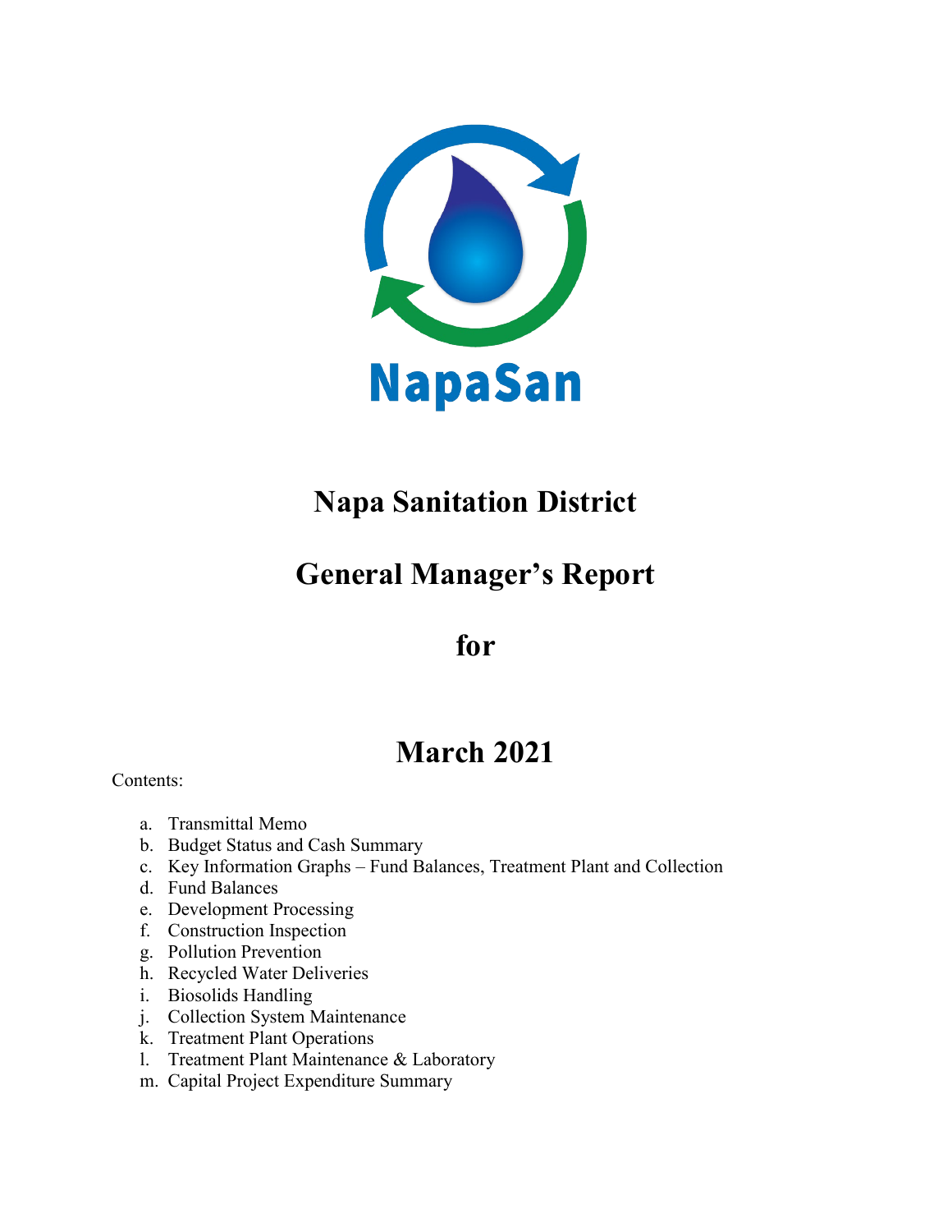NapaSan

# Napa Sanitation District

# General Manager's Report

# for

# March 2021

Contents:

a. Transmittal Memo
b. Budget Status and Cash Summary
c. Key Information Graphs – Fund Balances, Treatment Plant and Collection
d. Fund Balances
e. Development Processing
f. Construction Inspection
g. Pollution Prevention
h. Recycled Water Deliveries
i. Biosolids Handling
j. Collection System Maintenance
k. Treatment Plant Operations
l. Treatment Plant Maintenance & Laboratory
m. Capital Project Expenditure Summary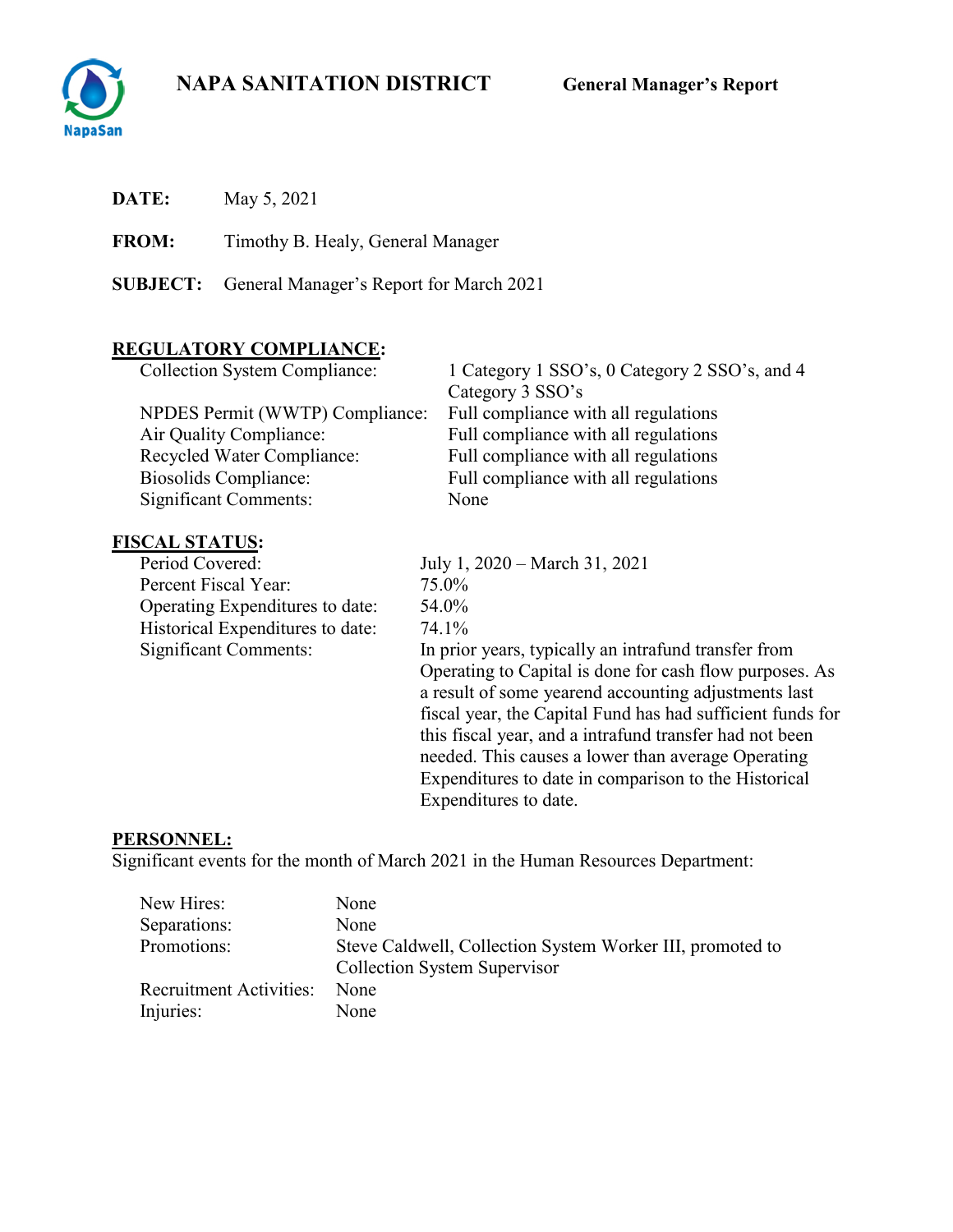# NAPA SANITATION DISTRICT

**General Manager's Report**

**DATE:** May 5, 2021

**FROM:** Timothy B. Healy, General Manager

**SUBJECT:** General Manager's Report for March 2021

## REGULATORY COMPLIANCE:

| | |
|---|---|
| Collection System Compliance: | 1 Category 1 SSO's, 0 Category 2 SSO's, and 4 Category 3 SSO's |
| NPDES Permit (WWTP) Compliance: | Full compliance with all regulations |
| Air Quality Compliance: | Full compliance with all regulations |
| Recycled Water Compliance: | Full compliance with all regulations |
| Biosolids Compliance: | Full compliance with all regulations |
| Significant Comments: | None |

## FISCAL STATUS:

| | |
|---|---|
| Period Covered: | July 1, 2020 – March 31, 2021 |
| Percent Fiscal Year: | 75.0% |
| Operating Expenditures to date: | 54.0% |
| Historical Expenditures to date: | 74.1% |
| Significant Comments: | In prior years, typically an intrafund transfer from Operating to Capital is done for cash flow purposes. As a result of some yearend accounting adjustments last fiscal year, the Capital Fund has had sufficient funds for this fiscal year, and a intrafund transfer had not been needed. This causes a lower than average Operating Expenditures to date in comparison to the Historical Expenditures to date. |

## PERSONNEL:

Significant events for the month of March 2021 in the Human Resources Department:

| | |
|---|---|
| New Hires: | None |
| Separations: | None |
| Promotions: | Steve Caldwell, Collection System Worker III, promoted to Collection System Supervisor |
| Recruitment Activities: | None |
| Injuries: | None |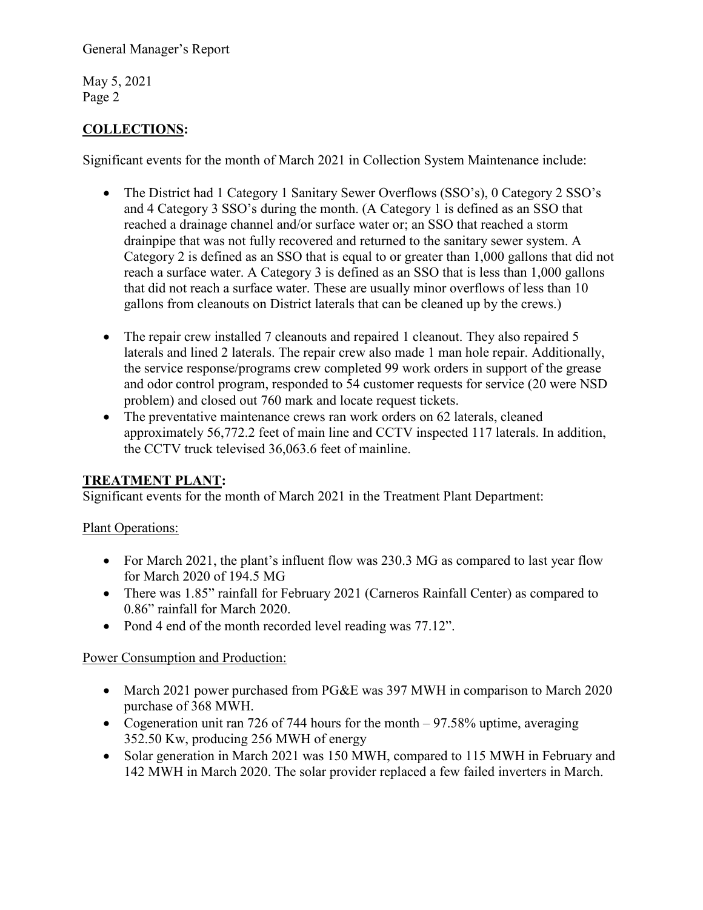## COLLECTIONS:

Significant events for the month of March 2021 in Collection System Maintenance include:

- The District had 1 Category 1 Sanitary Sewer Overflows (SSO's), 0 Category 2 SSO's and 4 Category 3 SSO's during the month. (A Category 1 is defined as an SSO that reached a drainage channel and/or surface water or; an SSO that reached a storm drainpipe that was not fully recovered and returned to the sanitary sewer system. A Category 2 is defined as an SSO that is equal to or greater than 1,000 gallons that did not reach a surface water. A Category 3 is defined as an SSO that is less than 1,000 gallons that did not reach a surface water. These are usually minor overflows of less than 10 gallons from cleanouts on District laterals that can be cleaned up by the crews.)
- The repair crew installed 7 cleanouts and repaired 1 cleanout. They also repaired 5 laterals and lined 2 laterals. The repair crew also made 1 man hole repair. Additionally, the service response/programs crew completed 99 work orders in support of the grease and odor control program, responded to 54 customer requests for service (20 were NSD problem) and closed out 760 mark and locate request tickets.
- The preventative maintenance crews ran work orders on 62 laterals, cleaned approximately 56,772.2 feet of main line and CCTV inspected 117 laterals. In addition, the CCTV truck televised 36,063.6 feet of mainline.

## TREATMENT PLANT:

Significant events for the month of March 2021 in the Treatment Plant Department:

Plant Operations:

- For March 2021, the plant's influent flow was 230.3 MG as compared to last year flow for March 2020 of 194.5 MG
- There was 1.85" rainfall for February 2021 (Carneros Rainfall Center) as compared to 0.86" rainfall for March 2020.
- Pond 4 end of the month recorded level reading was 77.12".

Power Consumption and Production:

- March 2021 power purchased from PG&E was 397 MWH in comparison to March 2020 purchase of 368 MWH.
- Cogeneration unit ran 726 of 744 hours for the month – 97.58% uptime, averaging 352.50 Kw, producing 256 MWH of energy
- Solar generation in March 2021 was 150 MWH, compared to 115 MWH in February and 142 MWH in March 2020. The solar provider replaced a few failed inverters in March.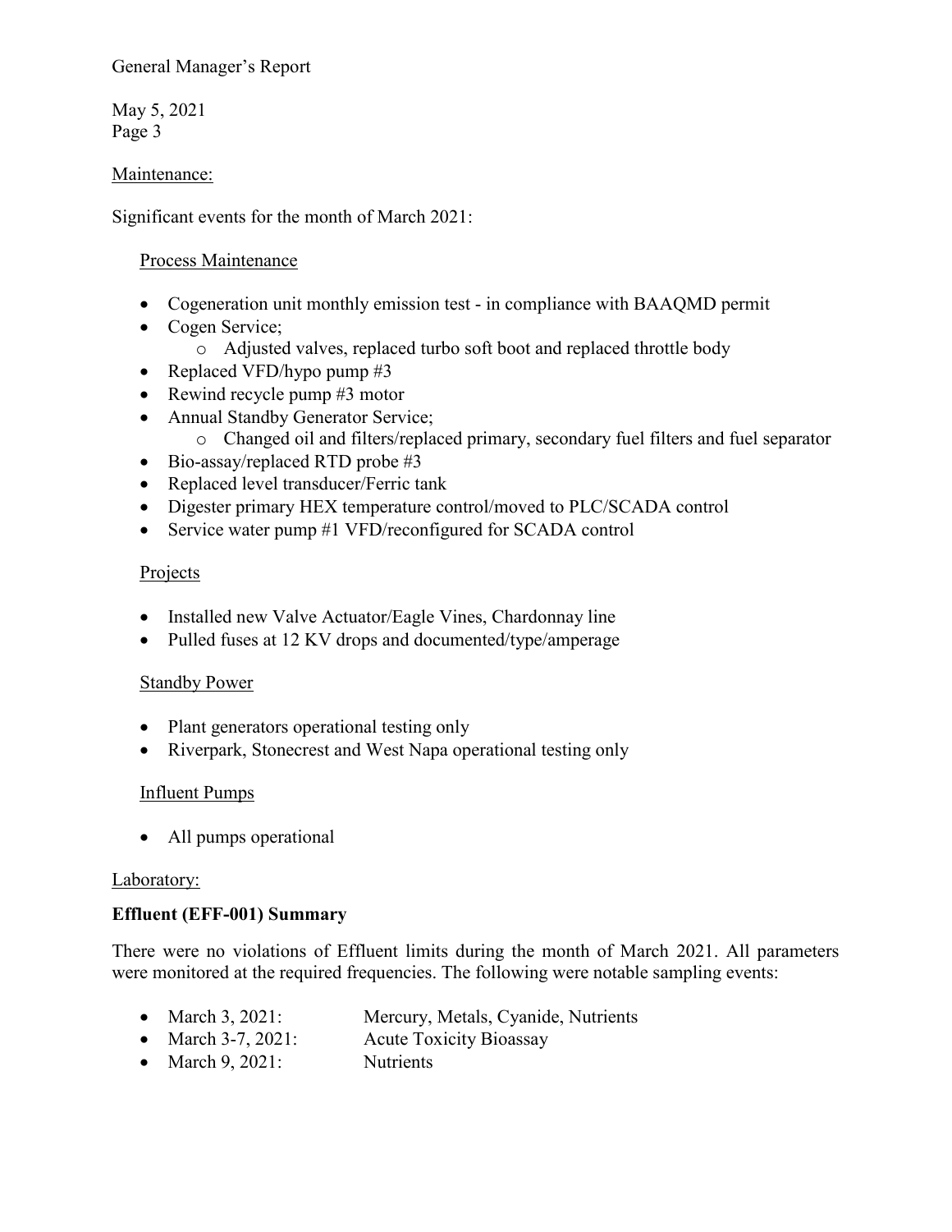Maintenance:

Significant events for the month of March 2021:

Process Maintenance

- Cogeneration unit monthly emission test - in compliance with BAAQMD permit
- Cogen Service;
  - Adjusted valves, replaced turbo soft boot and replaced throttle body
- Replaced VFD/hypo pump #3
- Rewind recycle pump #3 motor
- Annual Standby Generator Service;
  - Changed oil and filters/replaced primary, secondary fuel filters and fuel separator
- Bio-assay/replaced RTD probe #3
- Replaced level transducer/Ferric tank
- Digester primary HEX temperature control/moved to PLC/SCADA control
- Service water pump #1 VFD/reconfigured for SCADA control

Projects

- Installed new Valve Actuator/Eagle Vines, Chardonnay line
- Pulled fuses at 12 KV drops and documented/type/amperage

Standby Power

- Plant generators operational testing only
- Riverpark, Stonecrest and West Napa operational testing only

Influent Pumps

- All pumps operational

Laboratory:

**Effluent (EFF-001) Summary**

There were no violations of Effluent limits during the month of March 2021. All parameters were monitored at the required frequencies. The following were notable sampling events:

- March 3, 2021: Mercury, Metals, Cyanide, Nutrients
- March 3-7, 2021: Acute Toxicity Bioassay
- March 9, 2021: Nutrients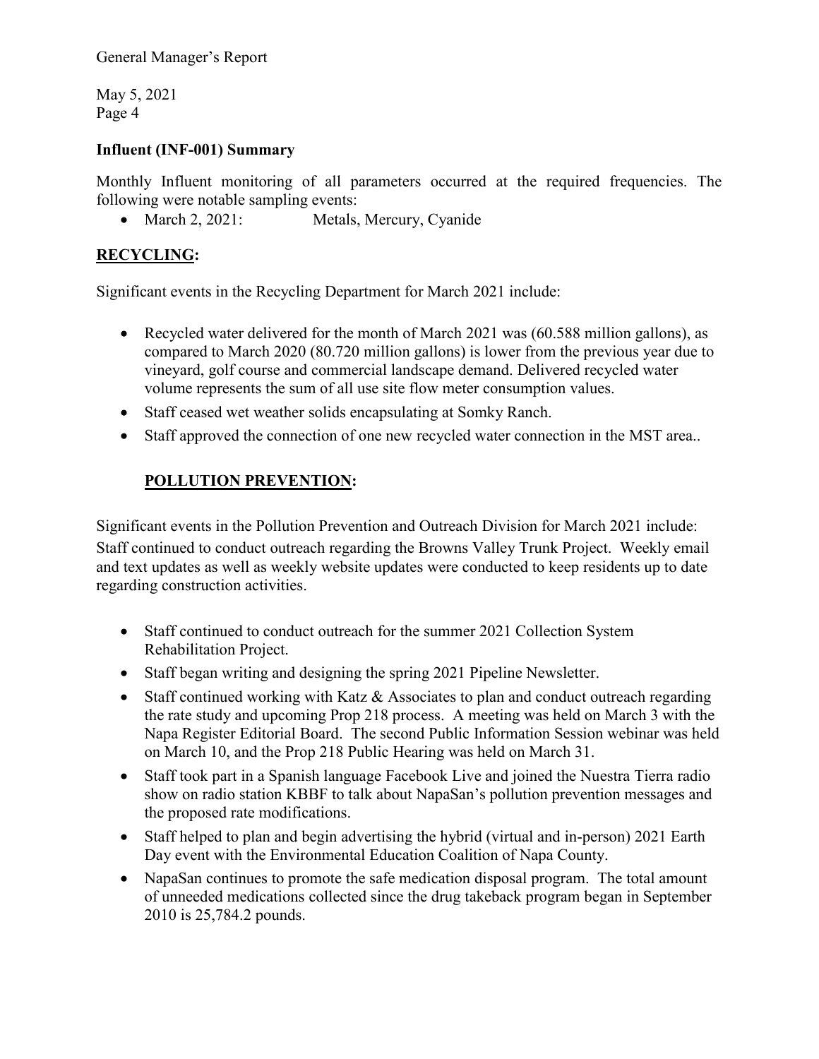**Influent (INF-001) Summary**

Monthly Influent monitoring of all parameters occurred at the required frequencies. The following were notable sampling events:

- March 2, 2021: Metals, Mercury, Cyanide

## RECYCLING:

Significant events in the Recycling Department for March 2021 include:

- Recycled water delivered for the month of March 2021 was (60.588 million gallons), as compared to March 2020 (80.720 million gallons) is lower from the previous year due to vineyard, golf course and commercial landscape demand. Delivered recycled water volume represents the sum of all use site flow meter consumption values.
- Staff ceased wet weather solids encapsulating at Somky Ranch.
- Staff approved the connection of one new recycled water connection in the MST area..

## POLLUTION PREVENTION:

Significant events in the Pollution Prevention and Outreach Division for March 2021 include:
Staff continued to conduct outreach regarding the Browns Valley Trunk Project. Weekly email and text updates as well as weekly website updates were conducted to keep residents up to date regarding construction activities.

- Staff continued to conduct outreach for the summer 2021 Collection System Rehabilitation Project.
- Staff began writing and designing the spring 2021 Pipeline Newsletter.
- Staff continued working with Katz & Associates to plan and conduct outreach regarding the rate study and upcoming Prop 218 process. A meeting was held on March 3 with the Napa Register Editorial Board. The second Public Information Session webinar was held on March 10, and the Prop 218 Public Hearing was held on March 31.
- Staff took part in a Spanish language Facebook Live and joined the Nuestra Tierra radio show on radio station KBBF to talk about NapaSan's pollution prevention messages and the proposed rate modifications.
- Staff helped to plan and begin advertising the hybrid (virtual and in-person) 2021 Earth Day event with the Environmental Education Coalition of Napa County.
- NapaSan continues to promote the safe medication disposal program. The total amount of unneeded medications collected since the drug takeback program began in September 2010 is 25,784.2 pounds.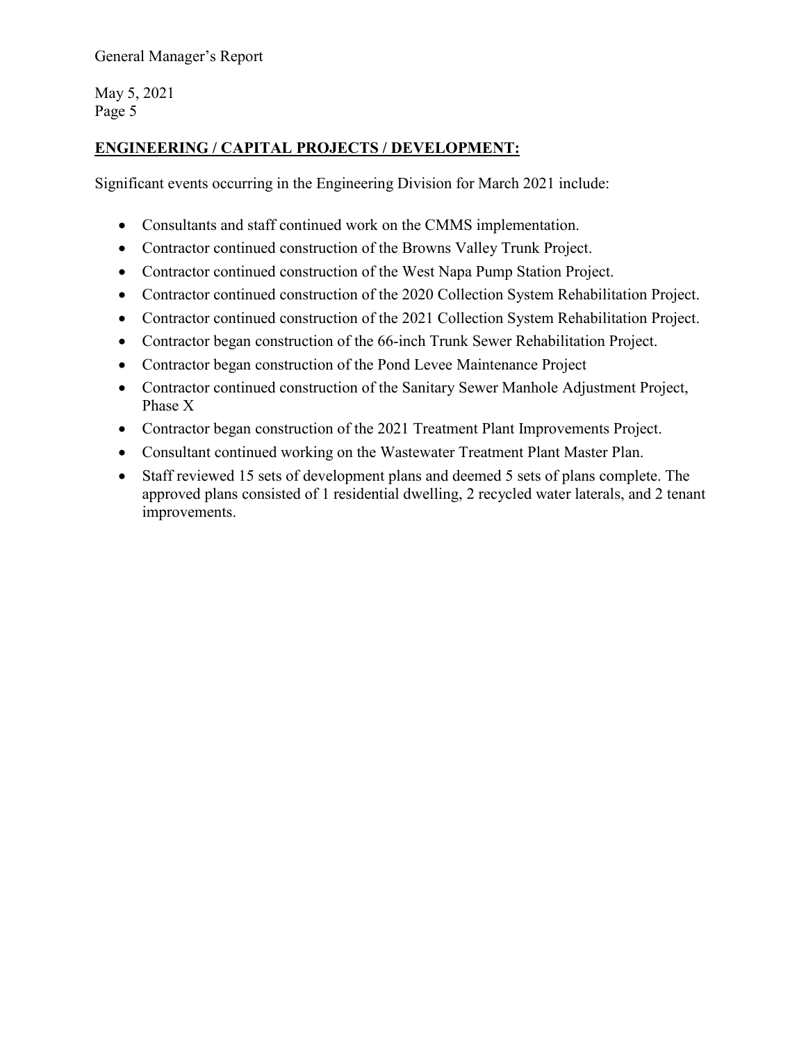## ENGINEERING / CAPITAL PROJECTS / DEVELOPMENT:

Significant events occurring in the Engineering Division for March 2021 include:

- Consultants and staff continued work on the CMMS implementation.
- Contractor continued construction of the Browns Valley Trunk Project.
- Contractor continued construction of the West Napa Pump Station Project.
- Contractor continued construction of the 2020 Collection System Rehabilitation Project.
- Contractor continued construction of the 2021 Collection System Rehabilitation Project.
- Contractor began construction of the 66-inch Trunk Sewer Rehabilitation Project.
- Contractor began construction of the Pond Levee Maintenance Project
- Contractor continued construction of the Sanitary Sewer Manhole Adjustment Project, Phase X
- Contractor began construction of the 2021 Treatment Plant Improvements Project.
- Consultant continued working on the Wastewater Treatment Plant Master Plan.
- Staff reviewed 15 sets of development plans and deemed 5 sets of plans complete. The approved plans consisted of 1 residential dwelling, 2 recycled water laterals, and 2 tenant improvements.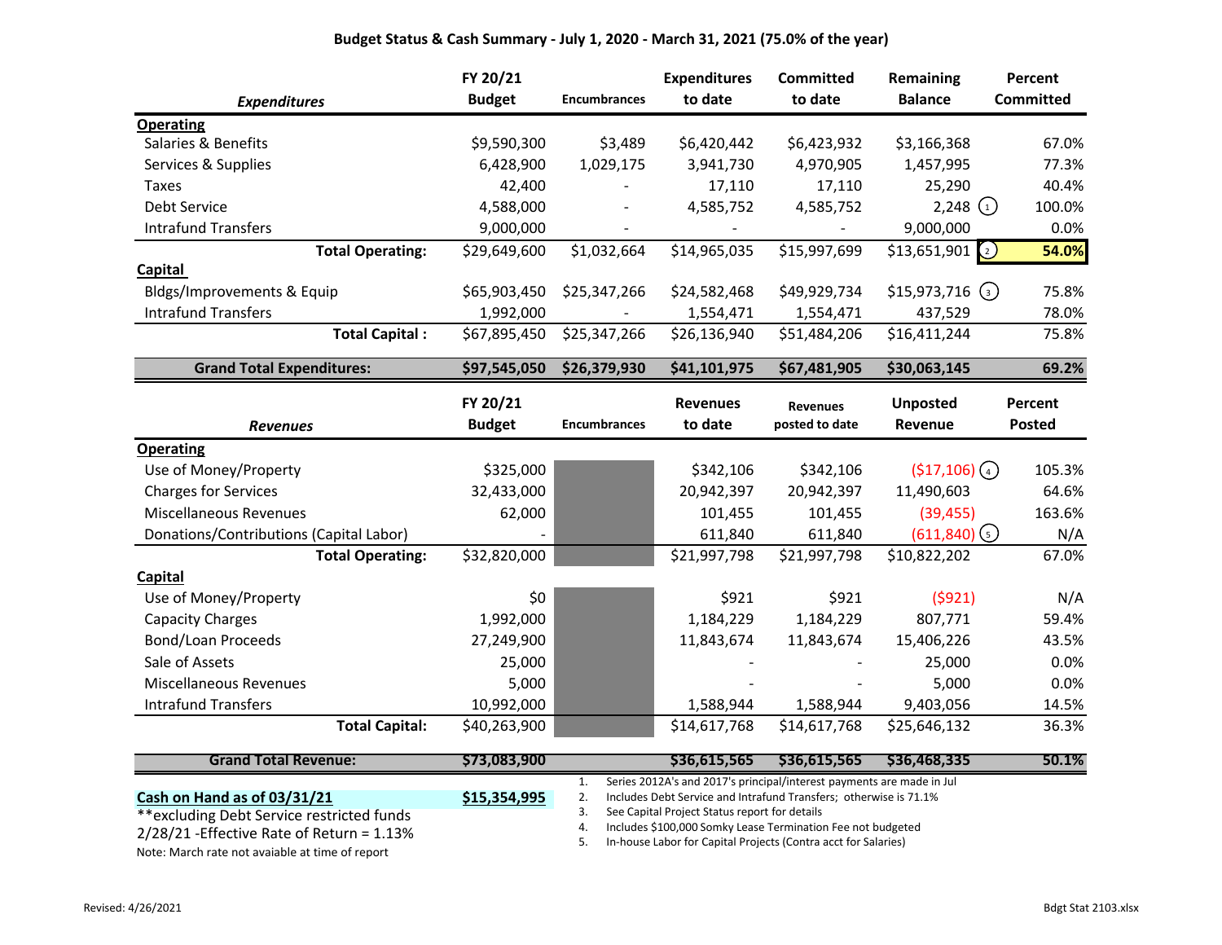## Budget Status & Cash Summary - July 1, 2020 - March 31, 2021 (75.0% of the year)

| *Expenditures* | FY 20/21 Budget | Encumbrances | Expenditures to date | Committed to date | Remaining Balance | Percent Committed |
|---|---|---|---|---|---|---|
| **Operating** | | | | | | |
| Salaries & Benefits | $9,590,300 | $3,489 | $6,420,442 | $6,423,932 | $3,166,368 | 67.0% |
| Services & Supplies | 6,428,900 | 1,029,175 | 3,941,730 | 4,970,905 | 1,457,995 | 77.3% |
| Taxes | 42,400 | - | 17,110 | 17,110 | 25,290 | 40.4% |
| Debt Service | 4,588,000 | - | 4,585,752 | 4,585,752 | 2,248 (1) | 100.0% |
| Intrafund Transfers | 9,000,000 | - | - | - | 9,000,000 | 0.0% |
| **Total Operating:** | $29,649,600 | $1,032,664 | $14,965,035 | $15,997,699 | $13,651,901 (2) | **54.0%** |
| **Capital** | | | | | | |
| Bldgs/Improvements & Equip | $65,903,450 | $25,347,266 | $24,582,468 | $49,929,734 | $15,973,716 (3) | 75.8% |
| Intrafund Transfers | 1,992,000 | - | 1,554,471 | 1,554,471 | 437,529 | 78.0% |
| **Total Capital :** | $67,895,450 | $25,347,266 | $26,136,940 | $51,484,206 | $16,411,244 | 75.8% |
| **Grand Total Expenditures:** | **$97,545,050** | **$26,379,930** | **$41,101,975** | **$67,481,905** | **$30,063,145** | **69.2%** |

| *Revenues* | FY 20/21 Budget | Encumbrances | Revenues to date | Revenues posted to date | Unposted Revenue | Percent Posted |
|---|---|---|---|---|---|---|
| **Operating** | | | | | | |
| Use of Money/Property | $325,000 | | $342,106 | $342,106 | ($17,106) (4) | 105.3% |
| Charges for Services | 32,433,000 | | 20,942,397 | 20,942,397 | 11,490,603 | 64.6% |
| Miscellaneous Revenues | 62,000 | | 101,455 | 101,455 | (39,455) | 163.6% |
| Donations/Contributions (Capital Labor) | - | | 611,840 | 611,840 | (611,840) (5) | N/A |
| **Total Operating:** | $32,820,000 | | $21,997,798 | $21,997,798 | $10,822,202 | 67.0% |
| **Capital** | | | | | | |
| Use of Money/Property | $0 | | $921 | $921 | ($921) | N/A |
| Capacity Charges | 1,992,000 | | 1,184,229 | 1,184,229 | 807,771 | 59.4% |
| Bond/Loan Proceeds | 27,249,900 | | 11,843,674 | 11,843,674 | 15,406,226 | 43.5% |
| Sale of Assets | 25,000 | | - | - | 25,000 | 0.0% |
| Miscellaneous Revenues | 5,000 | | - | - | 5,000 | 0.0% |
| Intrafund Transfers | 10,992,000 | | 1,588,944 | 1,588,944 | 9,403,056 | 14.5% |
| **Total Capital:** | $40,263,900 | | $14,617,768 | $14,617,768 | $25,646,132 | 36.3% |
| **Grand Total Revenue:** | **$73,083,900** | | **$36,615,565** | **$36,615,565** | **$36,468,335** | **50.1%** |

**Cash on Hand as of 03/31/21** **$15,354,995**

**excluding Debt Service restricted funds

2/28/21 -Effective Rate of Return = 1.13%

Note: March rate not avaiable at time of report

1. Series 2012A's and 2017's principal/interest payments are made in Jul
2. Includes Debt Service and Intrafund Transfers; otherwise is 71.1%
3. See Capital Project Status report for details
4. Includes $100,000 Somky Lease Termination Fee not budgeted
5. In-house Labor for Capital Projects (Contra acct for Salaries)

Revised: 4/26/2021

Bdgt Stat 2103.xlsx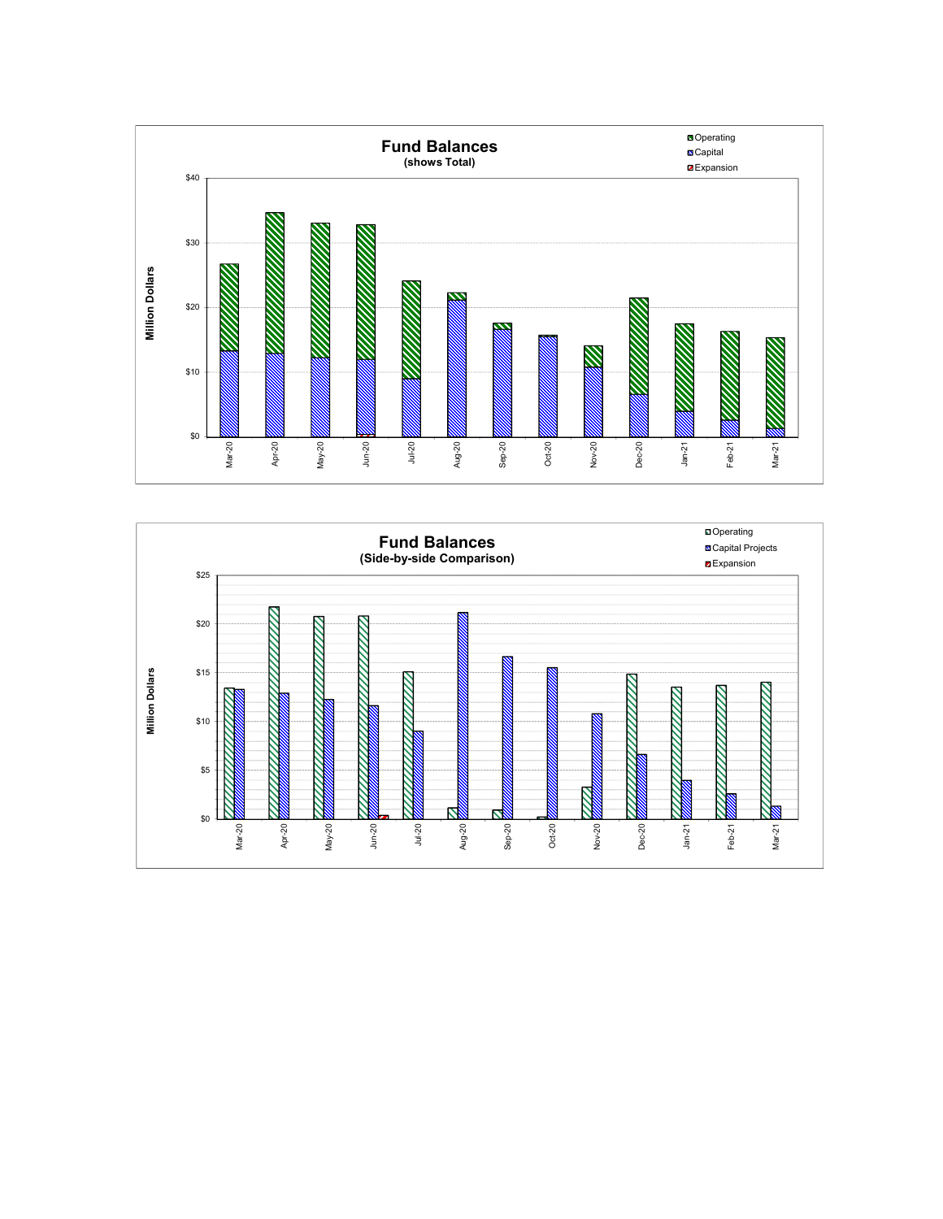**Fund Balances**
**(shows Total)**

Operating
Capital
Expansion

Million Dollars

$40
$30
$20
$10
$0

Mar-20
Apr-20
May-20
Jun-20
Jul-20
Aug-20
Sep-20
Oct-20
Nov-20
Dec-20
Jan-21
Feb-21
Mar-21

**Fund Balances**
**(Side-by-side Comparison)**

Operating
Capital Projects
Expansion

Million Dollars

$25
$20
$15
$10
$5
$0

Mar-20
Apr-20
May-20
Jun-20
Jul-20
Aug-20
Sep-20
Oct-20
Nov-20
Dec-20
Jan-21
Feb-21
Mar-21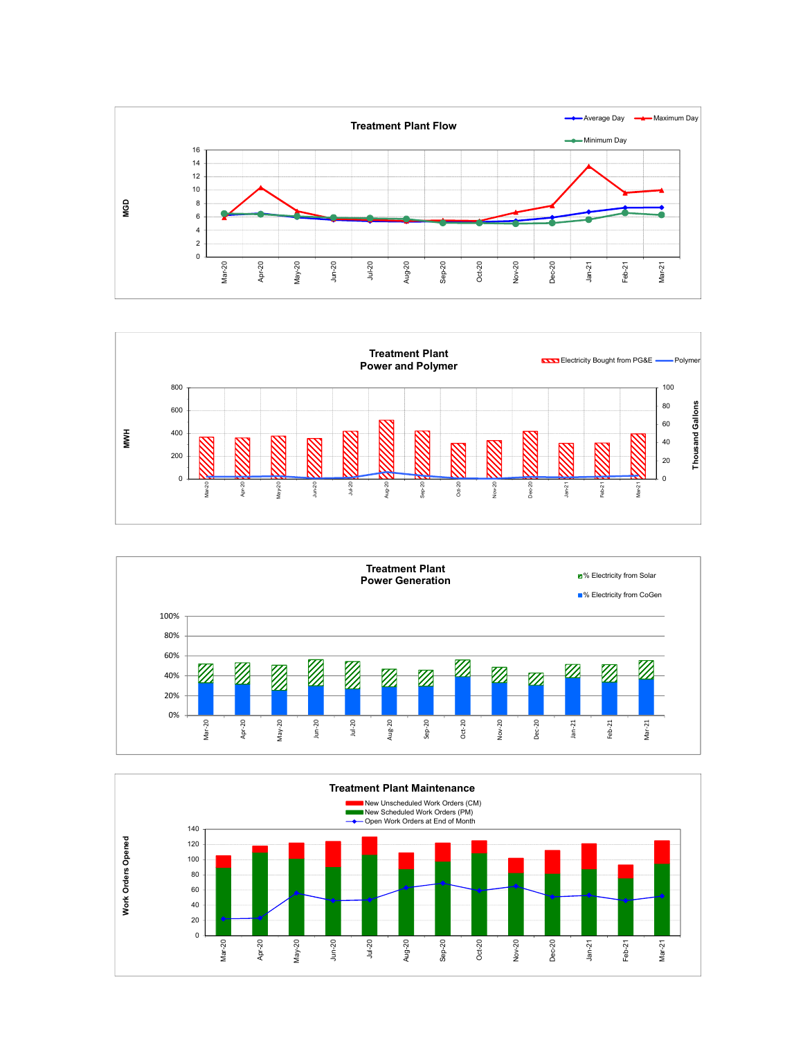Treatment Plant Flow

Average Day
Maximum Day
Minimum Day

MGD

16
14
12
10
8
6
4
2
0

Mar-20 Apr-20 May-20 Jun-20 Jul-20 Aug-20 Sep-20 Oct-20 Nov-20 Dec-20 Jan-21 Feb-21 Mar-21

Treatment Plant
Power and Polymer

Electricity Bought from PG&E
Polymer

MWH

800
600
400
200
0

Thousand Gallons

100
80
60
40
20
0

Mar-20 Apr-20 May-20 Jun-20 Jul-20 Aug-20 Sep-20 Oct-20 Nov-20 Dec-20 Jan-21 Feb-21 Mar-21

Treatment Plant
Power Generation

% Electricity from Solar
% Electricity from CoGen

100%
80%
60%
40%
20%
0%

Mar-20 Apr-20 May-20 Jun-20 Jul-20 Aug-20 Sep-20 Oct-20 Nov-20 Dec-20 Jan-21 Feb-21 Mar-21

Treatment Plant Maintenance

New Unscheduled Work Orders (CM)
New Scheduled Work Orders (PM)
Open Work Orders at End of Month

Work Orders Opened

140
120
100
80
60
40
20
0

Mar-20 Apr-20 May-20 Jun-20 Jul-20 Aug-20 Sep-20 Oct-20 Nov-20 Dec-20 Jan-21 Feb-21 Mar-21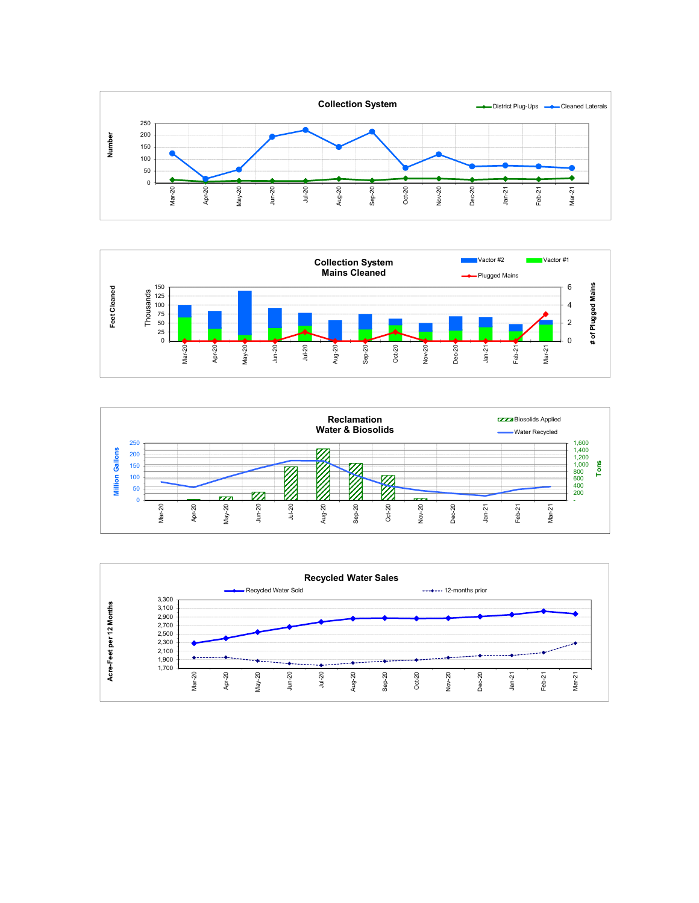## Collection System

District Plug-Ups | Cleaned Laterals

Number: 0, 50, 100, 150, 200, 250

Mar-20, Apr-20, May-20, Jun-20, Jul-20, Aug-20, Sep-20, Oct-20, Nov-20, Dec-20, Jan-21, Feb-21, Mar-21

## Collection System Mains Cleaned

Vactor #2 | Vactor #1 | Plugged Mains

Feet Cleaned (Thousands): 0, 25, 50, 75, 100, 125, 150

# of Plugged Mains: 0, 2, 4, 6

Mar-20, Apr-20, May-20, Jun-20, Jul-20, Aug-20, Sep-20, Oct-20, Nov-20, Dec-20, Jan-21, Feb-21, Mar-21

## Reclamation Water & Biosolids

Biosolids Applied | Water Recycled

Million Gallons: 0, 50, 100, 150, 200, 250

Tons: -, 200, 400, 600, 800, 1,000, 1,200, 1,400, 1,600

Mar-20, Apr-20, May-20, Jun-20, Jul-20, Aug-20, Sep-20, Oct-20, Nov-20, Dec-20, Jan-21, Feb-21, Mar-21

## Recycled Water Sales

Recycled Water Sold | 12-months prior

Acre-Feet per 12 Months: 1,700, 1,900, 2,100, 2,300, 2,500, 2,700, 2,900, 3,100, 3,300

Mar-20, Apr-20, May-20, Jun-20, Jul-20, Aug-20, Sep-20, Oct-20, Nov-20, Dec-20, Jan-21, Feb-21, Mar-21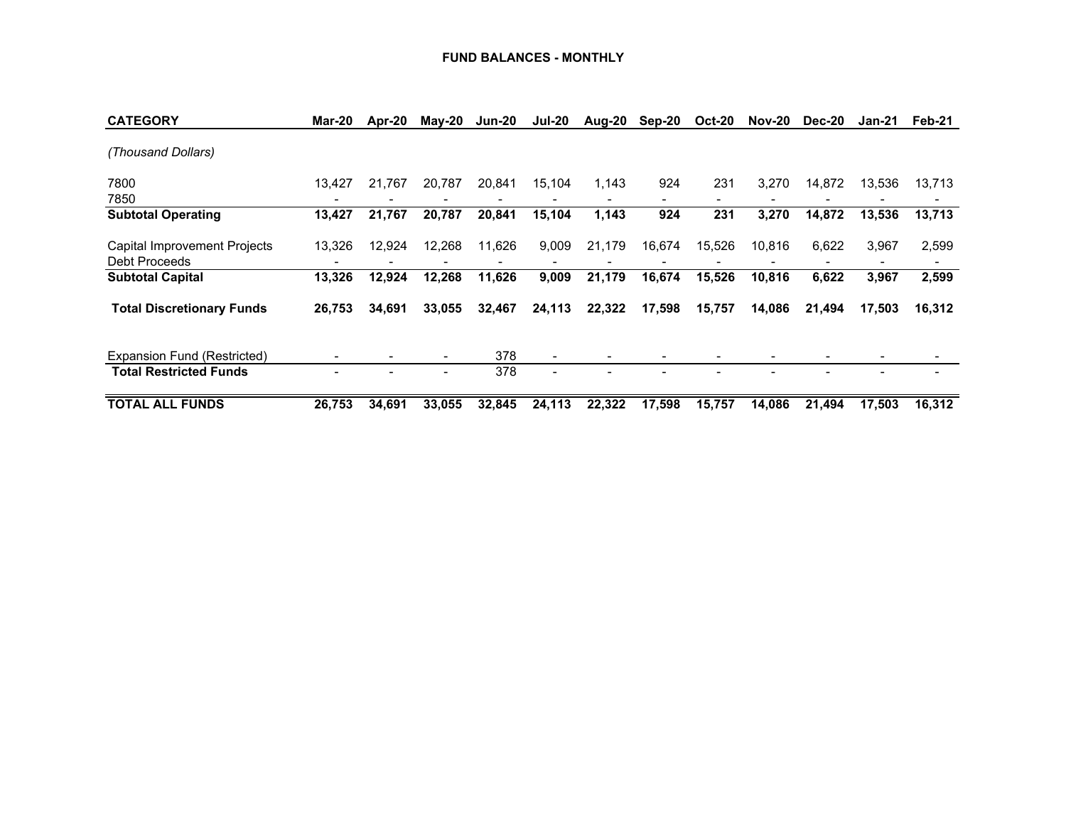# FUND BALANCES - MONTHLY

| CATEGORY | Mar-20 | Apr-20 | May-20 | Jun-20 | Jul-20 | Aug-20 | Sep-20 | Oct-20 | Nov-20 | Dec-20 | Jan-21 | Feb-21 |
|---|---|---|---|---|---|---|---|---|---|---|---|---|
| *(Thousand Dollars)* | | | | | | | | | | | | |
| 7800 | 13,427 | 21,767 | 20,787 | 20,841 | 15,104 | 1,143 | 924 | 231 | 3,270 | 14,872 | 13,536 | 13,713 |
| 7850 | - | - | - | - | - | - | - | - | - | - | - | - |
| **Subtotal Operating** | **13,427** | **21,767** | **20,787** | **20,841** | **15,104** | **1,143** | **924** | **231** | **3,270** | **14,872** | **13,536** | **13,713** |
| Capital Improvement Projects | 13,326 | 12,924 | 12,268 | 11,626 | 9,009 | 21,179 | 16,674 | 15,526 | 10,816 | 6,622 | 3,967 | 2,599 |
| Debt Proceeds | - | - | - | - | - | - | - | - | - | - | - | - |
| **Subtotal Capital** | **13,326** | **12,924** | **12,268** | **11,626** | **9,009** | **21,179** | **16,674** | **15,526** | **10,816** | **6,622** | **3,967** | **2,599** |
| **Total Discretionary Funds** | **26,753** | **34,691** | **33,055** | **32,467** | **24,113** | **22,322** | **17,598** | **15,757** | **14,086** | **21,494** | **17,503** | **16,312** |
| Expansion Fund (Restricted) | - | - | - | 378 | - | - | - | - | - | - | - | - |
| **Total Restricted Funds** | - | - | - | 378 | - | - | - | - | - | - | - | - |
| **TOTAL ALL FUNDS** | **26,753** | **34,691** | **33,055** | **32,845** | **24,113** | **22,322** | **17,598** | **15,757** | **14,086** | **21,494** | **17,503** | **16,312** |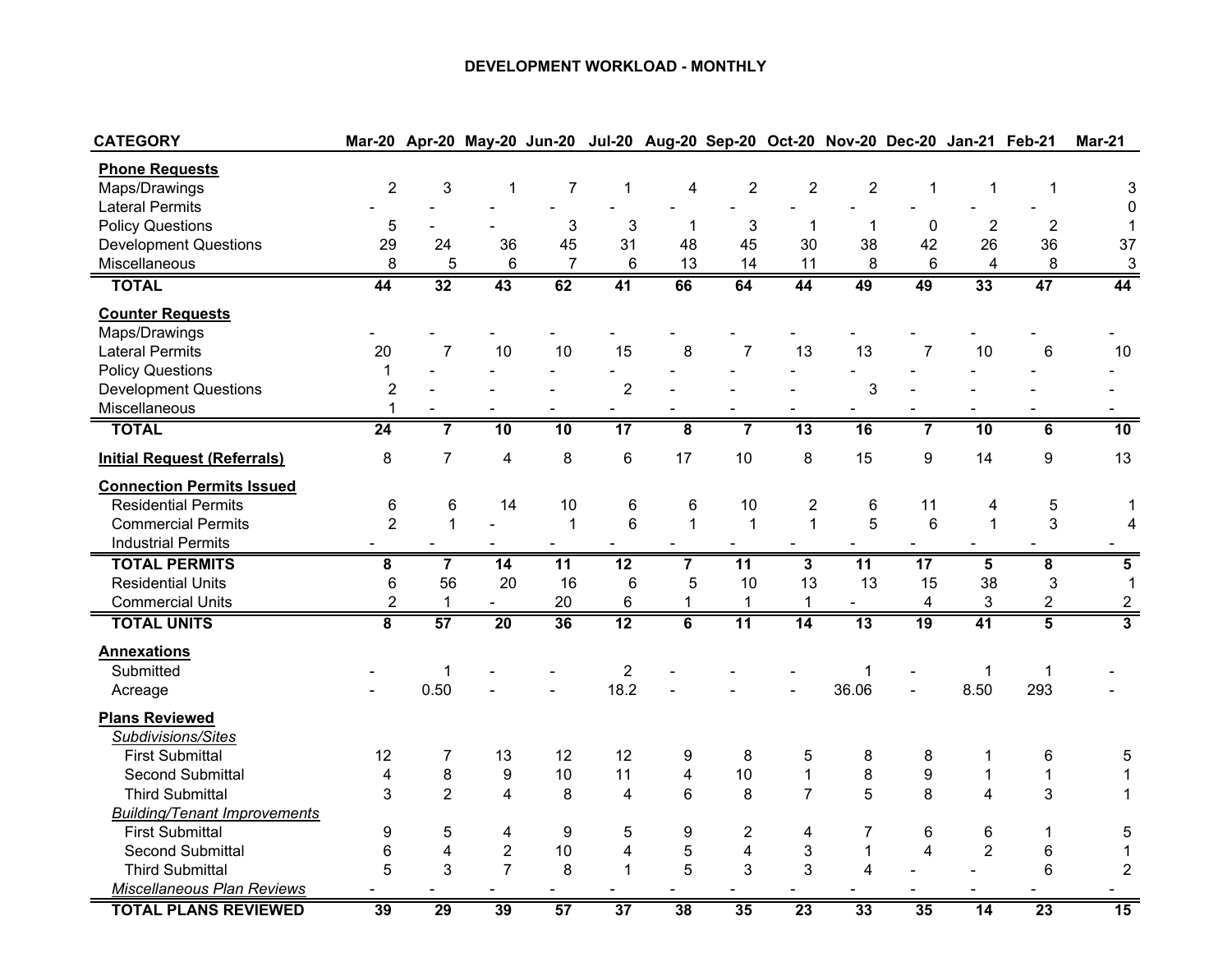# DEVELOPMENT WORKLOAD - MONTHLY

| CATEGORY | Mar-20 | Apr-20 | May-20 | Jun-20 | Jul-20 | Aug-20 | Sep-20 | Oct-20 | Nov-20 | Dec-20 | Jan-21 | Feb-21 | Mar-21 |
|---|---|---|---|---|---|---|---|---|---|---|---|---|---|
| **Phone Requests** | | | | | | | | | | | | | |
| Maps/Drawings | 2 | 3 | 1 | 7 | 1 | 4 | 2 | 2 | 2 | 1 | 1 | 1 | 3 |
| Lateral Permits | - | - | - | - | - | - | - | - | - | - | - | - | 0 |
| Policy Questions | 5 | - | - | 3 | 3 | 1 | 3 | 1 | 1 | 0 | 2 | 2 | 1 |
| Development Questions | 29 | 24 | 36 | 45 | 31 | 48 | 45 | 30 | 38 | 42 | 26 | 36 | 37 |
| Miscellaneous | 8 | 5 | 6 | 7 | 6 | 13 | 14 | 11 | 8 | 6 | 4 | 8 | 3 |
| **TOTAL** | **44** | **32** | **43** | **62** | **41** | **66** | **64** | **44** | **49** | **49** | **33** | **47** | **44** |
| **Counter Requests** | | | | | | | | | | | | | |
| Maps/Drawings | - | - | - | - | - | - | - | - | - | - | - | - | - |
| Lateral Permits | 20 | 7 | 10 | 10 | 15 | 8 | 7 | 13 | 13 | 7 | 10 | 6 | 10 |
| Policy Questions | 1 | - | - | - | - | - | - | - | - | - | - | - | - |
| Development Questions | 2 | - | - | - | 2 | - | - | - | 3 | - | - | - | - |
| Miscellaneous | 1 | - | - | - | - | - | - | - | - | - | - | - | - |
| **TOTAL** | **24** | **7** | **10** | **10** | **17** | **8** | **7** | **13** | **16** | **7** | **10** | **6** | **10** |
| **Initial Request (Referrals)** | 8 | 7 | 4 | 8 | 6 | 17 | 10 | 8 | 15 | 9 | 14 | 9 | 13 |
| **Connection Permits Issued** | | | | | | | | | | | | | |
| Residential Permits | 6 | 6 | 14 | 10 | 6 | 6 | 10 | 2 | 6 | 11 | 4 | 5 | 1 |
| Commercial Permits | 2 | 1 | - | 1 | 6 | 1 | 1 | 1 | 5 | 6 | 1 | 3 | 4 |
| Industrial Permits | - | - | - | - | - | - | - | - | - | - | - | - | - |
| **TOTAL PERMITS** | **8** | **7** | **14** | **11** | **12** | **7** | **11** | **3** | **11** | **17** | **5** | **8** | **5** |
| Residential Units | 6 | 56 | 20 | 16 | 6 | 5 | 10 | 13 | 13 | 15 | 38 | 3 | 1 |
| Commercial Units | 2 | 1 | - | 20 | 6 | 1 | 1 | 1 | - | 4 | 3 | 2 | 2 |
| **TOTAL UNITS** | **8** | **57** | **20** | **36** | **12** | **6** | **11** | **14** | **13** | **19** | **41** | **5** | **3** |
| **Annexations** | | | | | | | | | | | | | |
| Submitted | - | 1 | - | - | 2 | - | - | - | 1 | - | 1 | 1 | - |
| Acreage | - | 0.50 | - | - | 18.2 | - | - | - | 36.06 | - | 8.50 | 293 | - |
| **Plans Reviewed** | | | | | | | | | | | | | |
| *Subdivisions/Sites* | | | | | | | | | | | | | |
| First Submittal | 12 | 7 | 13 | 12 | 12 | 9 | 8 | 5 | 8 | 8 | 1 | 6 | 5 |
| Second Submittal | 4 | 8 | 9 | 10 | 11 | 4 | 10 | 1 | 8 | 9 | 1 | 1 | 1 |
| Third Submittal | 3 | 2 | 4 | 8 | 4 | 6 | 8 | 7 | 5 | 8 | 4 | 3 | 1 |
| *Building/Tenant Improvements* | | | | | | | | | | | | | |
| First Submittal | 9 | 5 | 4 | 9 | 5 | 9 | 2 | 4 | 7 | 6 | 6 | 1 | 5 |
| Second Submittal | 6 | 4 | 2 | 10 | 4 | 5 | 4 | 3 | 1 | 4 | 2 | 6 | 1 |
| Third Submittal | 5 | 3 | 7 | 8 | 1 | 5 | 3 | 3 | 4 | - | - | 6 | 2 |
| *Miscellaneous Plan Reviews* | - | - | - | - | - | - | - | - | - | - | - | - | - |
| **TOTAL PLANS REVIEWED** | **39** | **29** | **39** | **57** | **37** | **38** | **35** | **23** | **33** | **35** | **14** | **23** | **15** |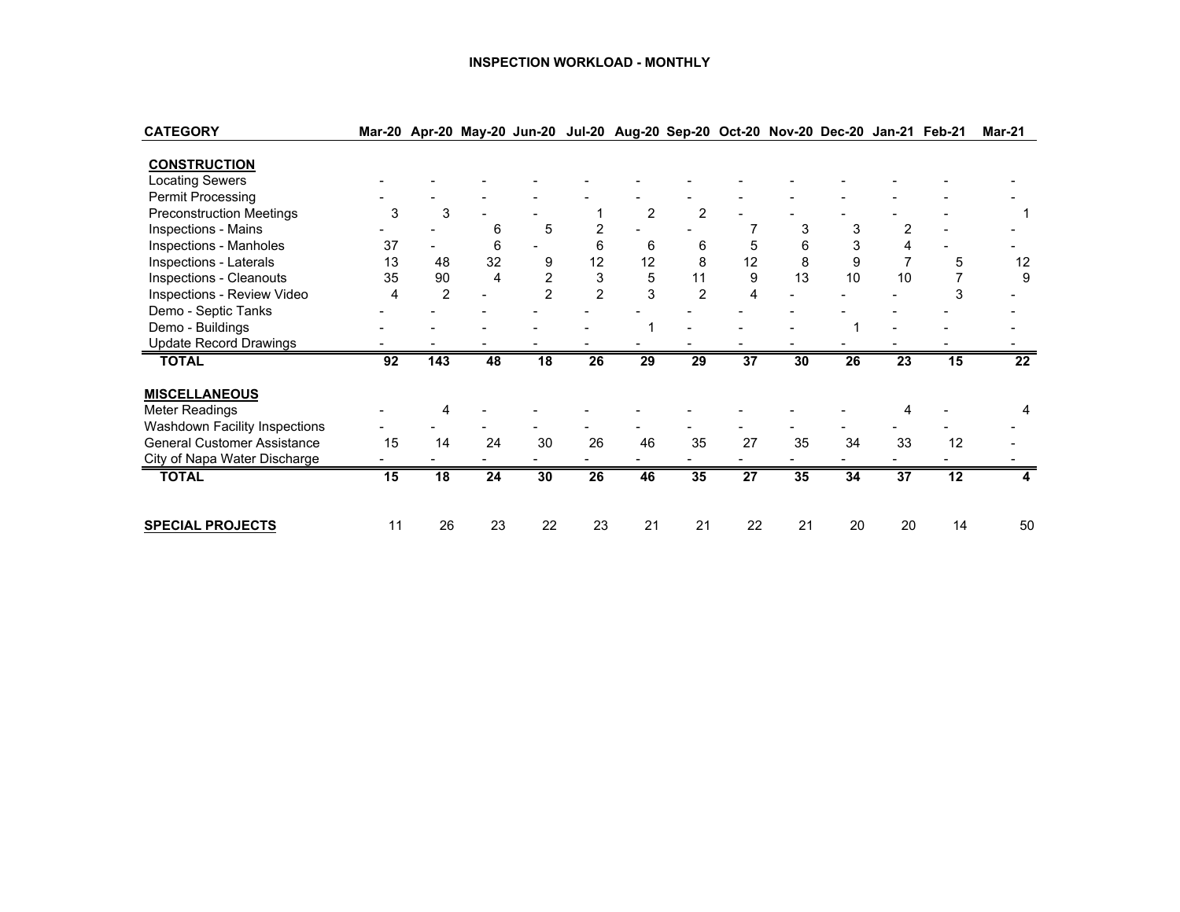**INSPECTION WORKLOAD - MONTHLY**

| CATEGORY | Mar-20 | Apr-20 | May-20 | Jun-20 | Jul-20 | Aug-20 | Sep-20 | Oct-20 | Nov-20 | Dec-20 | Jan-21 | Feb-21 | Mar-21 |
|---|---|---|---|---|---|---|---|---|---|---|---|---|---|
| **CONSTRUCTION** | | | | | | | | | | | | | |
| Locating Sewers | - | - | - | - | - | - | - | - | - | - | - | - | - |
| Permit Processing | - | - | - | - | - | - | - | - | - | - | - | - | - |
| Preconstruction Meetings | 3 | 3 | - | - | 1 | 2 | 2 | - | - | - | - | - | 1 |
| Inspections - Mains | - | - | 6 | 5 | 2 | - | - | 7 | 3 | 3 | 2 | - | - |
| Inspections - Manholes | 37 | - | 6 | - | 6 | 6 | 6 | 5 | 6 | 3 | 4 | - | - |
| Inspections - Laterals | 13 | 48 | 32 | 9 | 12 | 12 | 8 | 12 | 8 | 9 | 7 | 5 | 12 |
| Inspections - Cleanouts | 35 | 90 | 4 | 2 | 3 | 5 | 11 | 9 | 13 | 10 | 10 | 7 | 9 |
| Inspections - Review Video | 4 | 2 | - | 2 | 2 | 3 | 2 | 4 | - | - | - | 3 | - |
| Demo - Septic Tanks | - | - | - | - | - | - | - | - | - | - | - | - | - |
| Demo - Buildings | - | - | - | - | - | 1 | - | - | - | 1 | - | - | - |
| Update Record Drawings | - | - | - | - | - | - | - | - | - | - | - | - | - |
| **TOTAL** | **92** | **143** | **48** | **18** | **26** | **29** | **29** | **37** | **30** | **26** | **23** | **15** | **22** |
| **MISCELLANEOUS** | | | | | | | | | | | | | |
| Meter Readings | - | 4 | - | - | - | - | - | - | - | - | 4 | - | 4 |
| Washdown Facility Inspections | - | - | - | - | - | - | - | - | - | - | - | - | - |
| General Customer Assistance | 15 | 14 | 24 | 30 | 26 | 46 | 35 | 27 | 35 | 34 | 33 | 12 | - |
| City of Napa Water Discharge | - | - | - | - | - | - | - | - | - | - | - | - | - |
| **TOTAL** | **15** | **18** | **24** | **30** | **26** | **46** | **35** | **27** | **35** | **34** | **37** | **12** | **4** |
| **SPECIAL PROJECTS** | 11 | 26 | 23 | 22 | 23 | 21 | 21 | 22 | 21 | 20 | 20 | 14 | 50 |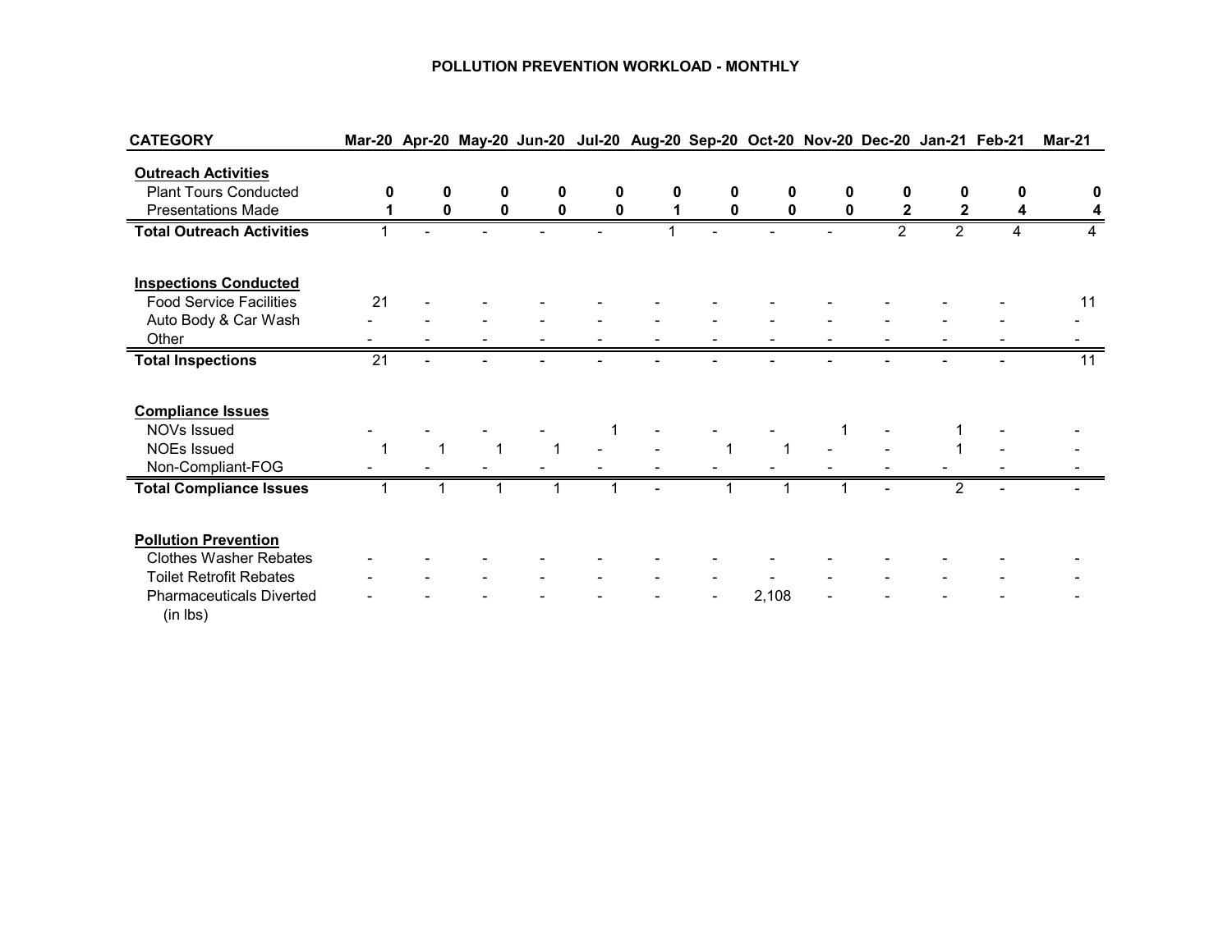# POLLUTION PREVENTION WORKLOAD - MONTHLY

| CATEGORY | Mar-20 | Apr-20 | May-20 | Jun-20 | Jul-20 | Aug-20 | Sep-20 | Oct-20 | Nov-20 | Dec-20 | Jan-21 | Feb-21 | Mar-21 |
|---|---|---|---|---|---|---|---|---|---|---|---|---|---|
| **Outreach Activities** | | | | | | | | | | | | | |
| Plant Tours Conducted | **0** | **0** | **0** | **0** | **0** | **0** | **0** | **0** | **0** | **0** | **0** | **0** | **0** |
| Presentations Made | **1** | **0** | **0** | **0** | **0** | **1** | **0** | **0** | **0** | **2** | **2** | **4** | **4** |
| **Total Outreach Activities** | 1 | - | - | - | - | 1 | - | - | - | 2 | 2 | 4 | 4 |
| **Inspections Conducted** | | | | | | | | | | | | | |
| Food Service Facilities | 21 | - | - | - | - | - | - | - | - | - | - | - | 11 |
| Auto Body & Car Wash | - | - | - | - | - | - | - | - | - | - | - | - | - |
| Other | - | - | - | - | - | - | - | - | - | - | - | - | - |
| **Total Inspections** | 21 | - | - | - | - | - | - | - | - | - | - | - | 11 |
| **Compliance Issues** | | | | | | | | | | | | | |
| NOVs Issued | - | - | - | - | 1 | - | - | - | 1 | - | 1 | - | - |
| NOEs Issued | 1 | 1 | 1 | 1 | - | - | 1 | 1 | - | - | 1 | - | - |
| Non-Compliant-FOG | - | - | - | - | - | - | - | - | - | - | - | - | - |
| **Total Compliance Issues** | 1 | 1 | 1 | 1 | 1 | - | 1 | 1 | 1 | - | 2 | - | - |
| **Pollution Prevention** | | | | | | | | | | | | | |
| Clothes Washer Rebates | - | - | - | - | - | - | - | - | - | - | - | - | - |
| Toilet Retrofit Rebates | - | - | - | - | - | - | - | - | - | - | - | - | - |
| Pharmaceuticals Diverted (in lbs) | - | - | - | - | - | - | - | 2,108 | - | - | - | - | - |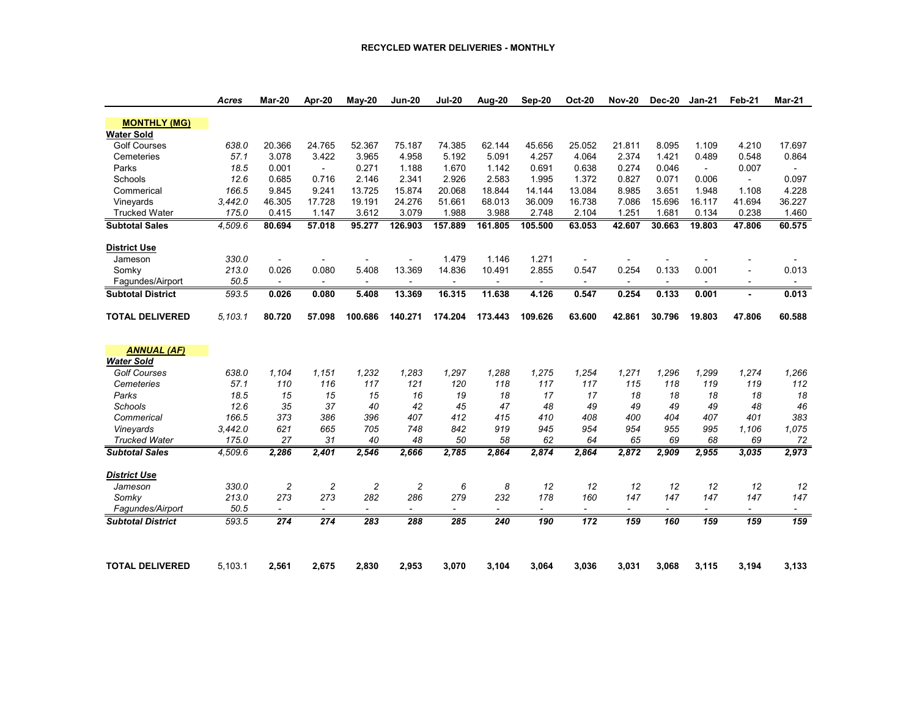# RECYCLED WATER DELIVERIES - MONTHLY

| | *Acres* | Mar-20 | Apr-20 | May-20 | Jun-20 | Jul-20 | Aug-20 | Sep-20 | Oct-20 | Nov-20 | Dec-20 | Jan-21 | Feb-21 | Mar-21 |
|---|---|---|---|---|---|---|---|---|---|---|---|---|---|---|
| **MONTHLY (MG)** | | | | | | | | | | | | | | |
| **Water Sold** | | | | | | | | | | | | | | |
| Golf Courses | *638.0* | 20.366 | 24.765 | 52.367 | 75.187 | 74.385 | 62.144 | 45.656 | 25.052 | 21.811 | 8.095 | 1.109 | 4.210 | 17.697 |
| Cemeteries | *57.1* | 3.078 | 3.422 | 3.965 | 4.958 | 5.192 | 5.091 | 4.257 | 4.064 | 2.374 | 1.421 | 0.489 | 0.548 | 0.864 |
| Parks | *18.5* | 0.001 | - | 0.271 | 1.188 | 1.670 | 1.142 | 0.691 | 0.638 | 0.274 | 0.046 | - | 0.007 | - |
| Schools | *12.6* | 0.685 | 0.716 | 2.146 | 2.341 | 2.926 | 2.583 | 1.995 | 1.372 | 0.827 | 0.071 | 0.006 | - | 0.097 |
| Commerical | *166.5* | 9.845 | 9.241 | 13.725 | 15.874 | 20.068 | 18.844 | 14.144 | 13.084 | 8.985 | 3.651 | 1.948 | 1.108 | 4.228 |
| Vineyards | *3,442.0* | 46.305 | 17.728 | 19.191 | 24.276 | 51.661 | 68.013 | 36.009 | 16.738 | 7.086 | 15.696 | 16.117 | 41.694 | 36.227 |
| Trucked Water | *175.0* | 0.415 | 1.147 | 3.612 | 3.079 | 1.988 | 3.988 | 2.748 | 2.104 | 1.251 | 1.681 | 0.134 | 0.238 | 1.460 |
| **Subtotal Sales** | *4,509.6* | **80.694** | **57.018** | **95.277** | **126.903** | **157.889** | **161.805** | **105.500** | **63.053** | **42.607** | **30.663** | **19.803** | **47.806** | **60.575** |
| **District Use** | | | | | | | | | | | | | | |
| Jameson | *330.0* | - | - | - | - | 1.479 | 1.146 | 1.271 | - | - | - | - | - | - |
| Somky | *213.0* | 0.026 | 0.080 | 5.408 | 13.369 | 14.836 | 10.491 | 2.855 | 0.547 | 0.254 | 0.133 | 0.001 | - | 0.013 |
| Fagundes/Airport | *50.5* | - | - | - | - | - | - | - | - | - | - | - | - | - |
| **Subtotal District** | *593.5* | **0.026** | **0.080** | **5.408** | **13.369** | **16.315** | **11.638** | **4.126** | **0.547** | **0.254** | **0.133** | **0.001** | **-** | **0.013** |
| **TOTAL DELIVERED** | *5,103.1* | **80.720** | **57.098** | **100.686** | **140.271** | **174.204** | **173.443** | **109.626** | **63.600** | **42.861** | **30.796** | **19.803** | **47.806** | **60.588** |
| ***ANNUAL (AF)*** | | | | | | | | | | | | | | |
| ***Water Sold*** | | | | | | | | | | | | | | |
| *Golf Courses* | 638.0 | *1,104* | *1,151* | *1,232* | *1,283* | *1,297* | *1,288* | *1,275* | *1,254* | *1,271* | *1,296* | *1,299* | *1,274* | *1,266* |
| *Cemeteries* | 57.1 | *110* | *116* | *117* | *121* | *120* | *118* | *117* | *117* | *115* | *118* | *119* | *119* | *112* |
| *Parks* | 18.5 | *15* | *15* | *15* | *16* | *19* | *18* | *17* | *17* | *18* | *18* | *18* | *18* | *18* |
| *Schools* | 12.6 | *35* | *37* | *40* | *42* | *45* | *47* | *48* | *49* | *49* | *49* | *49* | *48* | *46* |
| *Commerical* | 166.5 | *373* | *386* | *396* | *407* | *412* | *415* | *410* | *408* | *400* | *404* | *407* | *401* | *383* |
| *Vineyards* | 3,442.0 | *621* | *665* | *705* | *748* | *842* | *919* | *945* | *954* | *954* | *955* | *995* | *1,106* | *1,075* |
| *Trucked Water* | 175.0 | *27* | *31* | *40* | *48* | *50* | *58* | *62* | *64* | *65* | *69* | *68* | *69* | *72* |
| ***Subtotal Sales*** | 4,509.6 | ***2,286*** | ***2,401*** | ***2,546*** | ***2,666*** | ***2,785*** | ***2,864*** | ***2,874*** | ***2,864*** | ***2,872*** | ***2,909*** | ***2,955*** | ***3,035*** | ***2,973*** |
| ***District Use*** | | | | | | | | | | | | | | |
| *Jameson* | 330.0 | *2* | *2* | *2* | *2* | *6* | *8* | *12* | *12* | *12* | *12* | *12* | *12* | *12* |
| *Somky* | 213.0 | *273* | *273* | *282* | *286* | *279* | *232* | *178* | *160* | *147* | *147* | *147* | *147* | *147* |
| *Fagundes/Airport* | 50.5 | - | - | - | - | - | - | - | - | - | - | - | - | - |
| ***Subtotal District*** | 593.5 | ***274*** | ***274*** | ***283*** | ***288*** | ***285*** | ***240*** | ***190*** | ***172*** | ***159*** | ***160*** | ***159*** | ***159*** | ***159*** |
| **TOTAL DELIVERED** | 5,103.1 | **2,561** | **2,675** | **2,830** | **2,953** | **3,070** | **3,104** | **3,064** | **3,036** | **3,031** | **3,068** | **3,115** | **3,194** | **3,133** |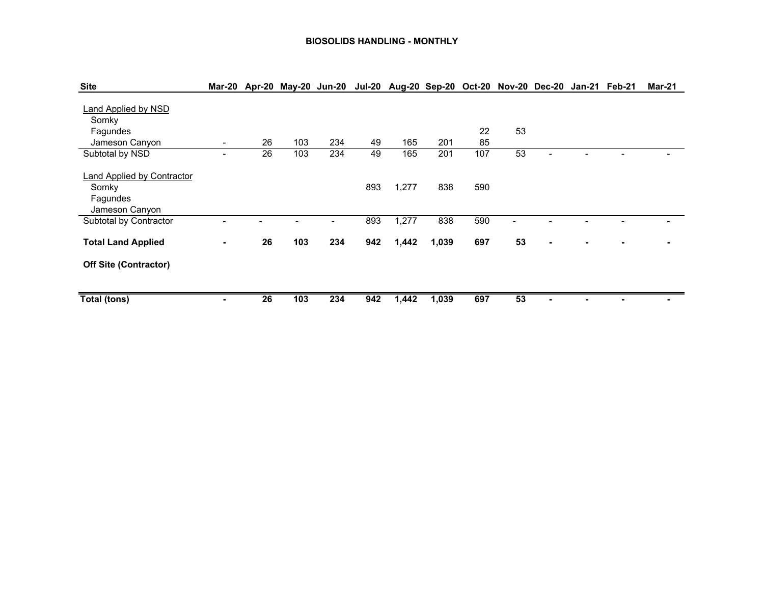## BIOSOLIDS HANDLING - MONTHLY

| Site | Mar-20 | Apr-20 | May-20 | Jun-20 | Jul-20 | Aug-20 | Sep-20 | Oct-20 | Nov-20 | Dec-20 | Jan-21 | Feb-21 | Mar-21 |
|---|---|---|---|---|---|---|---|---|---|---|---|---|---|
| Land Applied by NSD | | | | | | | | | | | | | |
| Somky | | | | | | | | | | | | | |
| Fagundes | | | | | | | | 22 | 53 | | | | |
| Jameson Canyon | - | 26 | 103 | 234 | 49 | 165 | 201 | 85 | | | | | |
| Subtotal by NSD | - | 26 | 103 | 234 | 49 | 165 | 201 | 107 | 53 | - | - | - | - |
| Land Applied by Contractor | | | | | | | | | | | | | |
| Somky | | | | | 893 | 1,277 | 838 | 590 | | | | | |
| Fagundes | | | | | | | | | | | | | |
| Jameson Canyon | | | | | | | | | | | | | |
| Subtotal by Contractor | - | - | - | - | 893 | 1,277 | 838 | 590 | - | - | - | - | - |
| **Total Land Applied** | **-** | **26** | **103** | **234** | **942** | **1,442** | **1,039** | **697** | **53** | **-** | **-** | **-** | **-** |
| **Off Site (Contractor)** | | | | | | | | | | | | | |
| **Total (tons)** | **-** | **26** | **103** | **234** | **942** | **1,442** | **1,039** | **697** | **53** | **-** | **-** | **-** | **-** |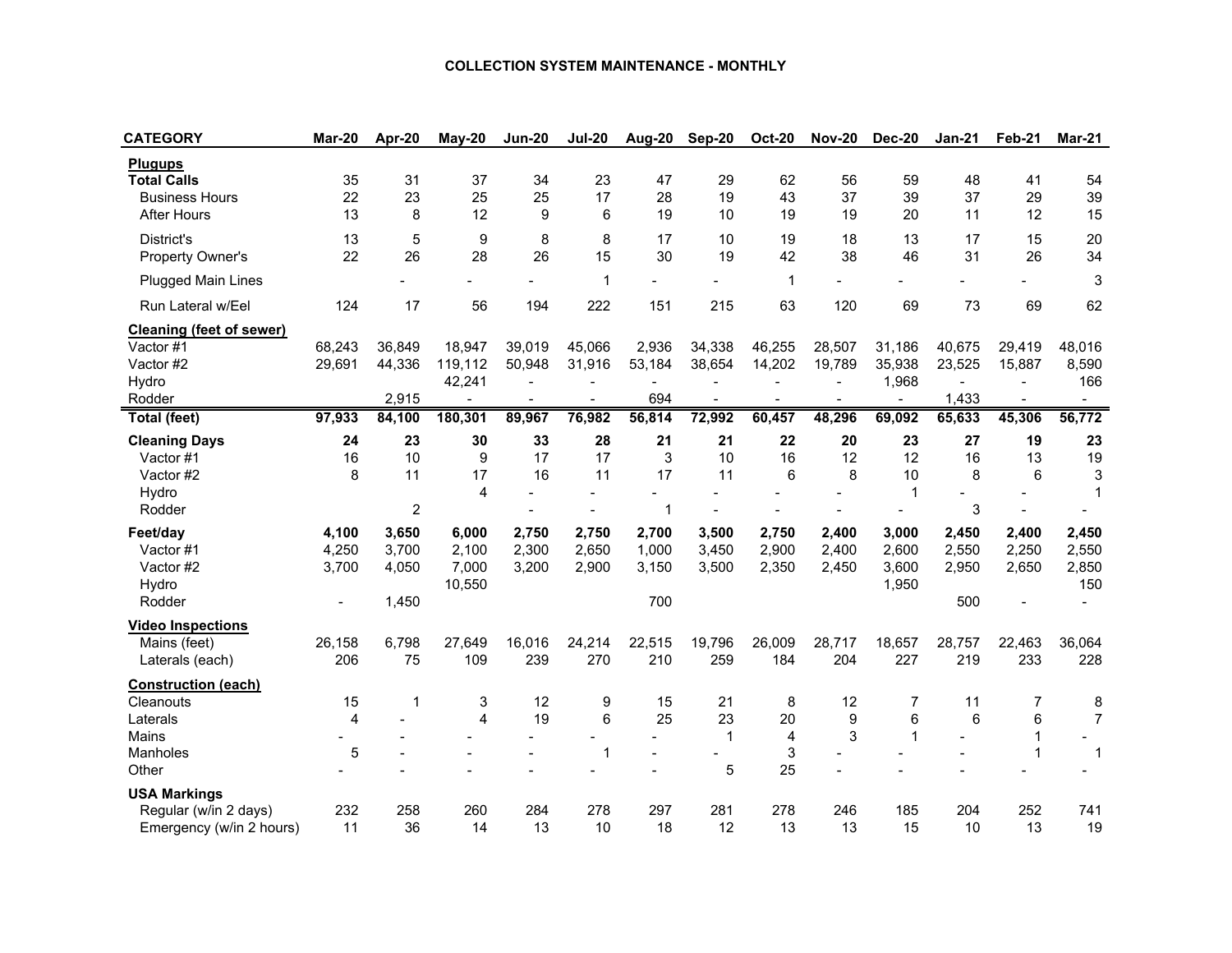## COLLECTION SYSTEM MAINTENANCE - MONTHLY

| CATEGORY | Mar-20 | Apr-20 | May-20 | Jun-20 | Jul-20 | Aug-20 | Sep-20 | Oct-20 | Nov-20 | Dec-20 | Jan-21 | Feb-21 | Mar-21 |
|---|---|---|---|---|---|---|---|---|---|---|---|---|---|
| **Plugups** | | | | | | | | | | | | | |
| **Total Calls** | 35 | 31 | 37 | 34 | 23 | 47 | 29 | 62 | 56 | 59 | 48 | 41 | 54 |
| Business Hours | 22 | 23 | 25 | 25 | 17 | 28 | 19 | 43 | 37 | 39 | 37 | 29 | 39 |
| After Hours | 13 | 8 | 12 | 9 | 6 | 19 | 10 | 19 | 19 | 20 | 11 | 12 | 15 |
| District's | 13 | 5 | 9 | 8 | 8 | 17 | 10 | 19 | 18 | 13 | 17 | 15 | 20 |
| Property Owner's | 22 | 26 | 28 | 26 | 15 | 30 | 19 | 42 | 38 | 46 | 31 | 26 | 34 |
| Plugged Main Lines | | - | - | - | 1 | - | - | 1 | - | - | - | - | 3 |
| Run Lateral w/Eel | 124 | 17 | 56 | 194 | 222 | 151 | 215 | 63 | 120 | 69 | 73 | 69 | 62 |
| **Cleaning (feet of sewer)** | | | | | | | | | | | | | |
| Vactor #1 | 68,243 | 36,849 | 18,947 | 39,019 | 45,066 | 2,936 | 34,338 | 46,255 | 28,507 | 31,186 | 40,675 | 29,419 | 48,016 |
| Vactor #2 | 29,691 | 44,336 | 119,112 | 50,948 | 31,916 | 53,184 | 38,654 | 14,202 | 19,789 | 35,938 | 23,525 | 15,887 | 8,590 |
| Hydro | | | 42,241 | - | - | - | - | - | - | 1,968 | - | - | 166 |
| Rodder | | 2,915 | - | - | - | 694 | - | - | - | - | 1,433 | - | - |
| **Total (feet)** | **97,933** | **84,100** | **180,301** | **89,967** | **76,982** | **56,814** | **72,992** | **60,457** | **48,296** | **69,092** | **65,633** | **45,306** | **56,772** |
| **Cleaning Days** | **24** | **23** | **30** | **33** | **28** | **21** | **21** | **22** | **20** | **23** | **27** | **19** | **23** |
| Vactor #1 | 16 | 10 | 9 | 17 | 17 | 3 | 10 | 16 | 12 | 12 | 16 | 13 | 19 |
| Vactor #2 | 8 | 11 | 17 | 16 | 11 | 17 | 11 | 6 | 8 | 10 | 8 | 6 | 3 |
| Hydro | | | 4 | - | - | - | - | - | - | 1 | - | - | 1 |
| Rodder | | 2 | | - | - | 1 | - | - | - | - | 3 | - | - |
| **Feet/day** | **4,100** | **3,650** | **6,000** | **2,750** | **2,750** | **2,700** | **3,500** | **2,750** | **2,400** | **3,000** | **2,450** | **2,400** | **2,450** |
| Vactor #1 | 4,250 | 3,700 | 2,100 | 2,300 | 2,650 | 1,000 | 3,450 | 2,900 | 2,400 | 2,600 | 2,550 | 2,250 | 2,550 |
| Vactor #2 | 3,700 | 4,050 | 7,000 | 3,200 | 2,900 | 3,150 | 3,500 | 2,350 | 2,450 | 3,600 | 2,950 | 2,650 | 2,850 |
| Hydro | | | 10,550 | | | | | | | 1,950 | | | 150 |
| Rodder | - | 1,450 | | | | 700 | | | | | 500 | - | - |
| **Video Inspections** | | | | | | | | | | | | | |
| Mains (feet) | 26,158 | 6,798 | 27,649 | 16,016 | 24,214 | 22,515 | 19,796 | 26,009 | 28,717 | 18,657 | 28,757 | 22,463 | 36,064 |
| Laterals (each) | 206 | 75 | 109 | 239 | 270 | 210 | 259 | 184 | 204 | 227 | 219 | 233 | 228 |
| **Construction (each)** | | | | | | | | | | | | | |
| Cleanouts | 15 | 1 | 3 | 12 | 9 | 15 | 21 | 8 | 12 | 7 | 11 | 7 | 8 |
| Laterals | 4 | - | 4 | 19 | 6 | 25 | 23 | 20 | 9 | 6 | 6 | 6 | 7 |
| Mains | - | - | - | - | - | - | 1 | 4 | 3 | 1 | - | 1 | - |
| Manholes | 5 | - | - | - | 1 | - | - | 3 | - | - | - | 1 | 1 |
| Other | - | - | - | - | - | - | 5 | 25 | - | - | - | - | - |
| **USA Markings** | | | | | | | | | | | | | |
| Regular (w/in 2 days) | 232 | 258 | 260 | 284 | 278 | 297 | 281 | 278 | 246 | 185 | 204 | 252 | 741 |
| Emergency (w/in 2 hours) | 11 | 36 | 14 | 13 | 10 | 18 | 12 | 13 | 13 | 15 | 10 | 13 | 19 |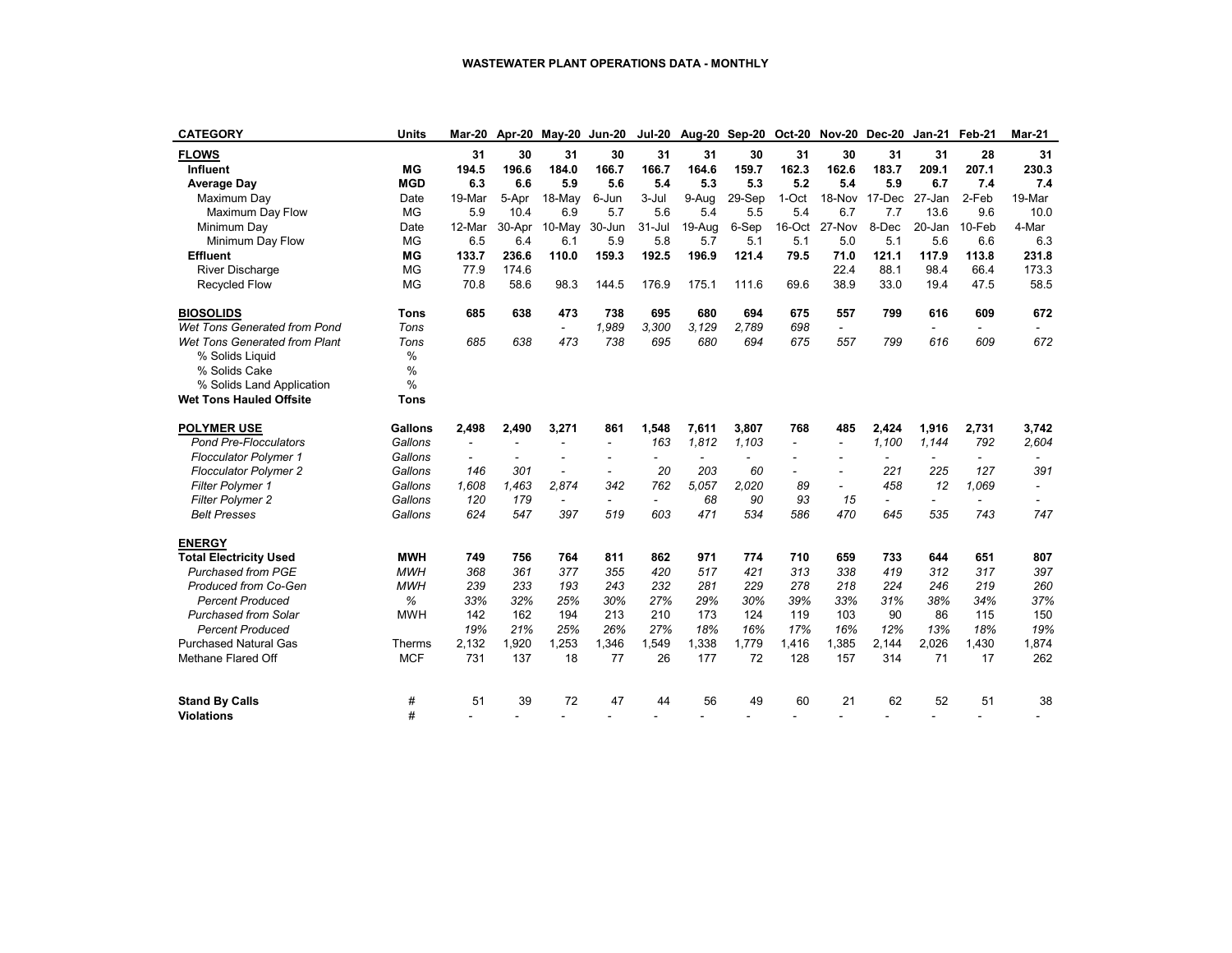# WASTEWATER PLANT OPERATIONS DATA - MONTHLY

| CATEGORY | Units | Mar-20 | Apr-20 | May-20 | Jun-20 | Jul-20 | Aug-20 | Sep-20 | Oct-20 | Nov-20 | Dec-20 | Jan-21 | Feb-21 | Mar-21 |
|---|---|---|---|---|---|---|---|---|---|---|---|---|---|---|
| **FLOWS** | | **31** | **30** | **31** | **30** | **31** | **31** | **30** | **31** | **30** | **31** | **31** | **28** | **31** |
| **Influent** | **MG** | **194.5** | **196.6** | **184.0** | **166.7** | **166.7** | **164.6** | **159.7** | **162.3** | **162.6** | **183.7** | **209.1** | **207.1** | **230.3** |
| **Average Day** | **MGD** | **6.3** | **6.6** | **5.9** | **5.6** | **5.4** | **5.3** | **5.3** | **5.2** | **5.4** | **5.9** | **6.7** | **7.4** | **7.4** |
| Maximum Day | Date | 19-Mar | 5-Apr | 18-May | 6-Jun | 3-Jul | 9-Aug | 29-Sep | 1-Oct | 18-Nov | 17-Dec | 27-Jan | 2-Feb | 19-Mar |
| Maximum Day Flow | MG | 5.9 | 10.4 | 6.9 | 5.7 | 5.6 | 5.4 | 5.5 | 5.4 | 6.7 | 7.7 | 13.6 | 9.6 | 10.0 |
| Minimum Day | Date | 12-Mar | 30-Apr | 10-May | 30-Jun | 31-Jul | 19-Aug | 6-Sep | 16-Oct | 27-Nov | 8-Dec | 20-Jan | 10-Feb | 4-Mar |
| Minimum Day Flow | MG | 6.5 | 6.4 | 6.1 | 5.9 | 5.8 | 5.7 | 5.1 | 5.1 | 5.0 | 5.1 | 5.6 | 6.6 | 6.3 |
| **Effluent** | **MG** | **133.7** | **236.6** | **110.0** | **159.3** | **192.5** | **196.9** | **121.4** | **79.5** | **71.0** | **121.1** | **117.9** | **113.8** | **231.8** |
| River Discharge | MG | 77.9 | 174.6 | | | | | | | 22.4 | 88.1 | 98.4 | 66.4 | 173.3 |
| Recycled Flow | MG | 70.8 | 58.6 | 98.3 | 144.5 | 176.9 | 175.1 | 111.6 | 69.6 | 38.9 | 33.0 | 19.4 | 47.5 | 58.5 |
| **BIOSOLIDS** | **Tons** | **685** | **638** | **473** | **738** | **695** | **680** | **694** | **675** | **557** | **799** | **616** | **609** | **672** |
| *Wet Tons Generated from Pond* | *Tons* | | | - | *1,989* | *3,300* | *3,129* | *2,789* | *698* | - | | - | - | - |
| *Wet Tons Generated from Plant* | *Tons* | *685* | *638* | *473* | *738* | *695* | *680* | *694* | *675* | *557* | *799* | *616* | *609* | *672* |
| % Solids Liquid | % | | | | | | | | | | | | | |
| % Solids Cake | % | | | | | | | | | | | | | |
| % Solids Land Application | % | | | | | | | | | | | | | |
| **Wet Tons Hauled Offsite** | **Tons** | | | | | | | | | | | | | |
| **POLYMER USE** | **Gallons** | **2,498** | **2,490** | **3,271** | **861** | **1,548** | **7,611** | **3,807** | **768** | **485** | **2,424** | **1,916** | **2,731** | **3,742** |
| *Pond Pre-Flocculators* | *Gallons* | - | - | - | - | *163* | *1,812* | *1,103* | - | - | *1,100* | *1,144* | *792* | *2,604* |
| *Flocculator Polymer 1* | *Gallons* | - | - | - | - | - | - | - | - | - | - | - | - | - |
| *Flocculator Polymer 2* | *Gallons* | *146* | *301* | - | - | *20* | *203* | *60* | - | - | *221* | *225* | *127* | *391* |
| *Filter Polymer 1* | *Gallons* | *1,608* | *1,463* | *2,874* | *342* | *762* | *5,057* | *2,020* | *89* | - | *458* | *12* | *1,069* | - |
| *Filter Polymer 2* | *Gallons* | *120* | *179* | - | - | - | *68* | *90* | *93* | *15* | - | - | - | - |
| *Belt Presses* | *Gallons* | *624* | *547* | *397* | *519* | *603* | *471* | *534* | *586* | *470* | *645* | *535* | *743* | *747* |
| **ENERGY** | | | | | | | | | | | | | | |
| **Total Electricity Used** | **MWH** | **749** | **756** | **764** | **811** | **862** | **971** | **774** | **710** | **659** | **733** | **644** | **651** | **807** |
| *Purchased from PGE* | *MWH* | *368* | *361* | *377* | *355* | *420* | *517* | *421* | *313* | *338* | *419* | *312* | *317* | *397* |
| *Produced from Co-Gen* | *MWH* | *239* | *233* | *193* | *243* | *232* | *281* | *229* | *278* | *218* | *224* | *246* | *219* | *260* |
| *Percent Produced* | *%* | *33%* | *32%* | *25%* | *30%* | *27%* | *29%* | *30%* | *39%* | *33%* | *31%* | *38%* | *34%* | *37%* |
| *Purchased from Solar* | MWH | 142 | 162 | 194 | 213 | 210 | 173 | 124 | 119 | 103 | 90 | 86 | 115 | 150 |
| *Percent Produced* | | *19%* | *21%* | *25%* | *26%* | *27%* | *18%* | *16%* | *17%* | *16%* | *12%* | *13%* | *18%* | *19%* |
| Purchased Natural Gas | Therms | 2,132 | 1,920 | 1,253 | 1,346 | 1,549 | 1,338 | 1,779 | 1,416 | 1,385 | 2,144 | 2,026 | 1,430 | 1,874 |
| Methane Flared Off | MCF | 731 | 137 | 18 | 77 | 26 | 177 | 72 | 128 | 157 | 314 | 71 | 17 | 262 |
| **Stand By Calls** | # | 51 | 39 | 72 | 47 | 44 | 56 | 49 | 60 | 21 | 62 | 52 | 51 | 38 |
| **Violations** | # | - | - | - | - | - | - | - | - | - | - | - | - | - |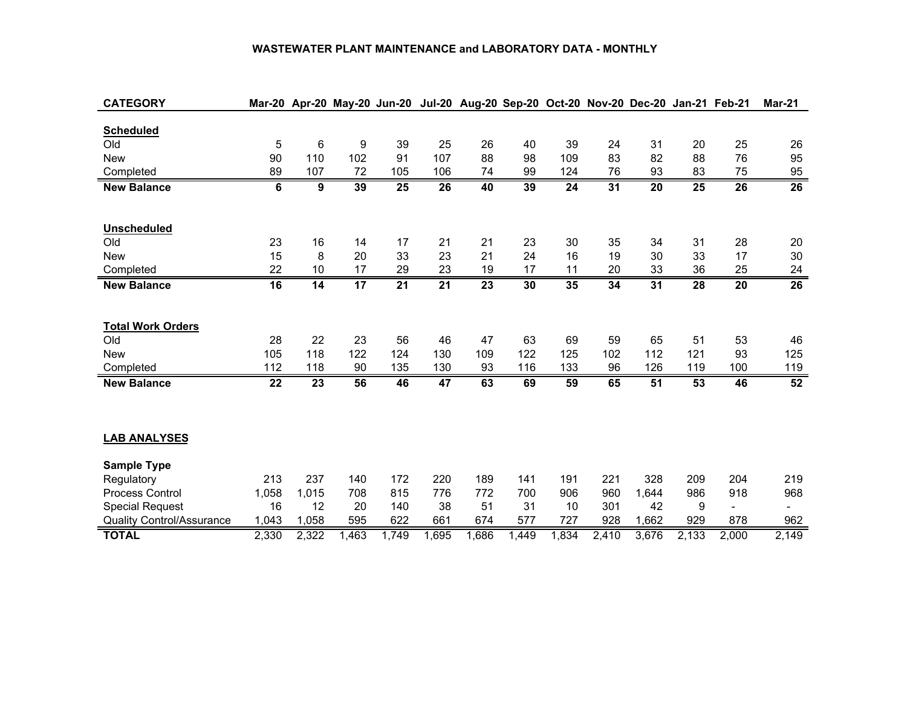**WASTEWATER PLANT MAINTENANCE and LABORATORY DATA - MONTHLY**

| CATEGORY | Mar-20 | Apr-20 | May-20 | Jun-20 | Jul-20 | Aug-20 | Sep-20 | Oct-20 | Nov-20 | Dec-20 | Jan-21 | Feb-21 | Mar-21 |
|---|---|---|---|---|---|---|---|---|---|---|---|---|---|
| **Scheduled** | | | | | | | | | | | | | |
| Old | 5 | 6 | 9 | 39 | 25 | 26 | 40 | 39 | 24 | 31 | 20 | 25 | 26 |
| New | 90 | 110 | 102 | 91 | 107 | 88 | 98 | 109 | 83 | 82 | 88 | 76 | 95 |
| Completed | 89 | 107 | 72 | 105 | 106 | 74 | 99 | 124 | 76 | 93 | 83 | 75 | 95 |
| **New Balance** | **6** | **9** | **39** | **25** | **26** | **40** | **39** | **24** | **31** | **20** | **25** | **26** | **26** |
| **Unscheduled** | | | | | | | | | | | | | |
| Old | 23 | 16 | 14 | 17 | 21 | 21 | 23 | 30 | 35 | 34 | 31 | 28 | 20 |
| New | 15 | 8 | 20 | 33 | 23 | 21 | 24 | 16 | 19 | 30 | 33 | 17 | 30 |
| Completed | 22 | 10 | 17 | 29 | 23 | 19 | 17 | 11 | 20 | 33 | 36 | 25 | 24 |
| **New Balance** | **16** | **14** | **17** | **21** | **21** | **23** | **30** | **35** | **34** | **31** | **28** | **20** | **26** |
| **Total Work Orders** | | | | | | | | | | | | | |
| Old | 28 | 22 | 23 | 56 | 46 | 47 | 63 | 69 | 59 | 65 | 51 | 53 | 46 |
| New | 105 | 118 | 122 | 124 | 130 | 109 | 122 | 125 | 102 | 112 | 121 | 93 | 125 |
| Completed | 112 | 118 | 90 | 135 | 130 | 93 | 116 | 133 | 96 | 126 | 119 | 100 | 119 |
| **New Balance** | **22** | **23** | **56** | **46** | **47** | **63** | **69** | **59** | **65** | **51** | **53** | **46** | **52** |

**LAB ANALYSES**

| Sample Type | Mar-20 | Apr-20 | May-20 | Jun-20 | Jul-20 | Aug-20 | Sep-20 | Oct-20 | Nov-20 | Dec-20 | Jan-21 | Feb-21 | Mar-21 |
|---|---|---|---|---|---|---|---|---|---|---|---|---|---|
| Regulatory | 213 | 237 | 140 | 172 | 220 | 189 | 141 | 191 | 221 | 328 | 209 | 204 | 219 |
| Process Control | 1,058 | 1,015 | 708 | 815 | 776 | 772 | 700 | 906 | 960 | 1,644 | 986 | 918 | 968 |
| Special Request | 16 | 12 | 20 | 140 | 38 | 51 | 31 | 10 | 301 | 42 | 9 | - | - |
| Quality Control/Assurance | 1,043 | 1,058 | 595 | 622 | 661 | 674 | 577 | 727 | 928 | 1,662 | 929 | 878 | 962 |
| **TOTAL** | 2,330 | 2,322 | 1,463 | 1,749 | 1,695 | 1,686 | 1,449 | 1,834 | 2,410 | 3,676 | 2,133 | 2,000 | 2,149 |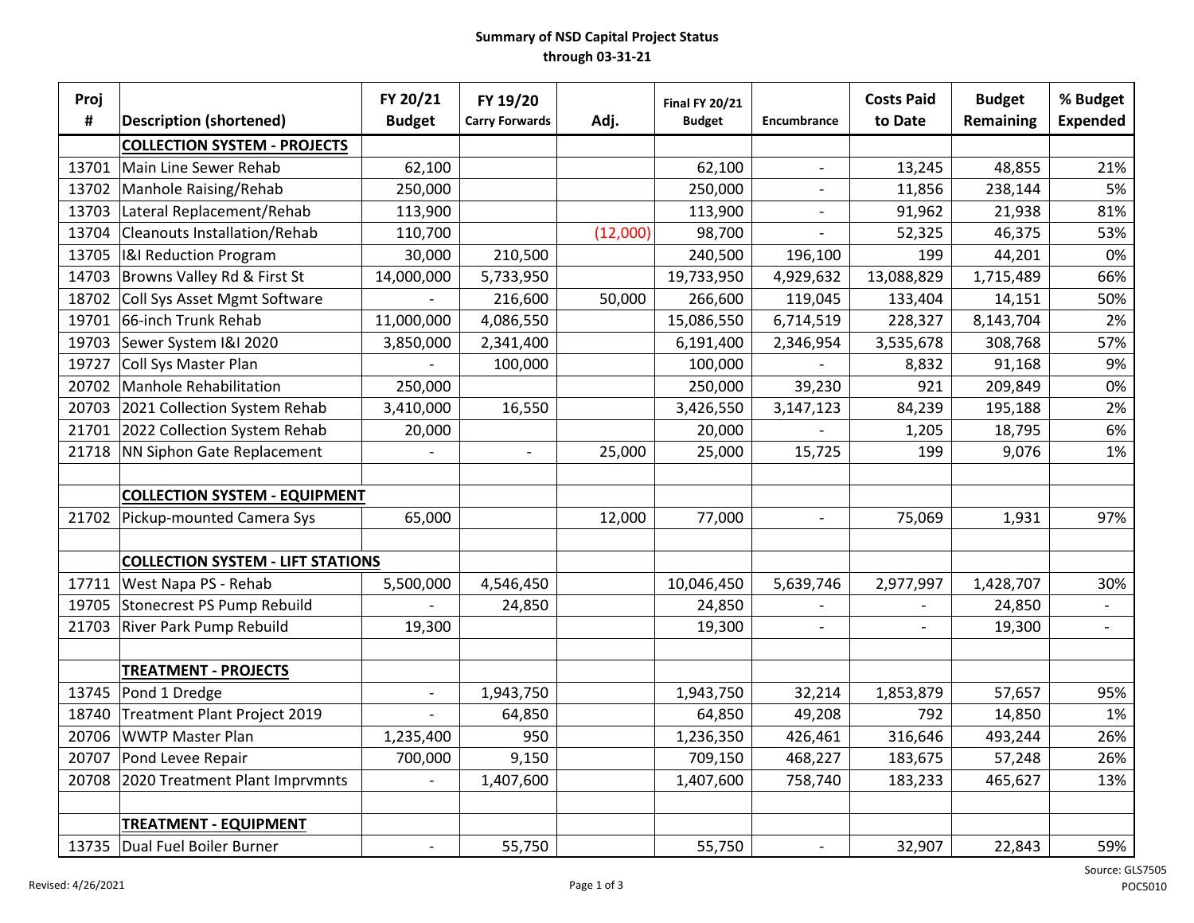**Summary of NSD Capital Project Status**
**through 03-31-21**

| Proj # | Description (shortened) | FY 20/21 Budget | FY 19/20 Carry Forwards | Adj. | Final FY 20/21 Budget | Encumbrance | Costs Paid to Date | Budget Remaining | % Budget Expended |
|---|---|---|---|---|---|---|---|---|---|
| | **COLLECTION SYSTEM - PROJECTS** | | | | | | | | |
| 13701 | Main Line Sewer Rehab | 62,100 | | | 62,100 | - | 13,245 | 48,855 | 21% |
| 13702 | Manhole Raising/Rehab | 250,000 | | | 250,000 | - | 11,856 | 238,144 | 5% |
| 13703 | Lateral Replacement/Rehab | 113,900 | | | 113,900 | - | 91,962 | 21,938 | 81% |
| 13704 | Cleanouts Installation/Rehab | 110,700 | | (12,000) | 98,700 | - | 52,325 | 46,375 | 53% |
| 13705 | I&I Reduction Program | 30,000 | 210,500 | | 240,500 | 196,100 | 199 | 44,201 | 0% |
| 14703 | Browns Valley Rd & First St | 14,000,000 | 5,733,950 | | 19,733,950 | 4,929,632 | 13,088,829 | 1,715,489 | 66% |
| 18702 | Coll Sys Asset Mgmt Software | - | 216,600 | 50,000 | 266,600 | 119,045 | 133,404 | 14,151 | 50% |
| 19701 | 66-inch Trunk Rehab | 11,000,000 | 4,086,550 | | 15,086,550 | 6,714,519 | 228,327 | 8,143,704 | 2% |
| 19703 | Sewer System I&I 2020 | 3,850,000 | 2,341,400 | | 6,191,400 | 2,346,954 | 3,535,678 | 308,768 | 57% |
| 19727 | Coll Sys Master Plan | - | 100,000 | | 100,000 | - | 8,832 | 91,168 | 9% |
| 20702 | Manhole Rehabilitation | 250,000 | | | 250,000 | 39,230 | 921 | 209,849 | 0% |
| 20703 | 2021 Collection System Rehab | 3,410,000 | 16,550 | | 3,426,550 | 3,147,123 | 84,239 | 195,188 | 2% |
| 21701 | 2022 Collection System Rehab | 20,000 | | | 20,000 | - | 1,205 | 18,795 | 6% |
| 21718 | NN Siphon Gate Replacement | - | - | 25,000 | 25,000 | 15,725 | 199 | 9,076 | 1% |
| | | | | | | | | | |
| | **COLLECTION SYSTEM - EQUIPMENT** | | | | | | | | |
| 21702 | Pickup-mounted Camera Sys | 65,000 | | 12,000 | 77,000 | - | 75,069 | 1,931 | 97% |
| | | | | | | | | | |
| | **COLLECTION SYSTEM - LIFT STATIONS** | | | | | | | | |
| 17711 | West Napa PS - Rehab | 5,500,000 | 4,546,450 | | 10,046,450 | 5,639,746 | 2,977,997 | 1,428,707 | 30% |
| 19705 | Stonecrest PS Pump Rebuild | - | 24,850 | | 24,850 | - | - | 24,850 | - |
| 21703 | River Park Pump Rebuild | 19,300 | | | 19,300 | - | - | 19,300 | - |
| | | | | | | | | | |
| | **TREATMENT - PROJECTS** | | | | | | | | |
| 13745 | Pond 1 Dredge | - | 1,943,750 | | 1,943,750 | 32,214 | 1,853,879 | 57,657 | 95% |
| 18740 | Treatment Plant Project 2019 | - | 64,850 | | 64,850 | 49,208 | 792 | 14,850 | 1% |
| 20706 | WWTP Master Plan | 1,235,400 | 950 | | 1,236,350 | 426,461 | 316,646 | 493,244 | 26% |
| 20707 | Pond Levee Repair | 700,000 | 9,150 | | 709,150 | 468,227 | 183,675 | 57,248 | 26% |
| 20708 | 2020 Treatment Plant Imprvmnts | - | 1,407,600 | | 1,407,600 | 758,740 | 183,233 | 465,627 | 13% |
| | | | | | | | | | |
| | **TREATMENT - EQUIPMENT** | | | | | | | | |
| 13735 | Dual Fuel Boiler Burner | - | 55,750 | | 55,750 | - | 32,907 | 22,843 | 59% |

Revised: 4/26/2021

Source: GLS7505
POC5010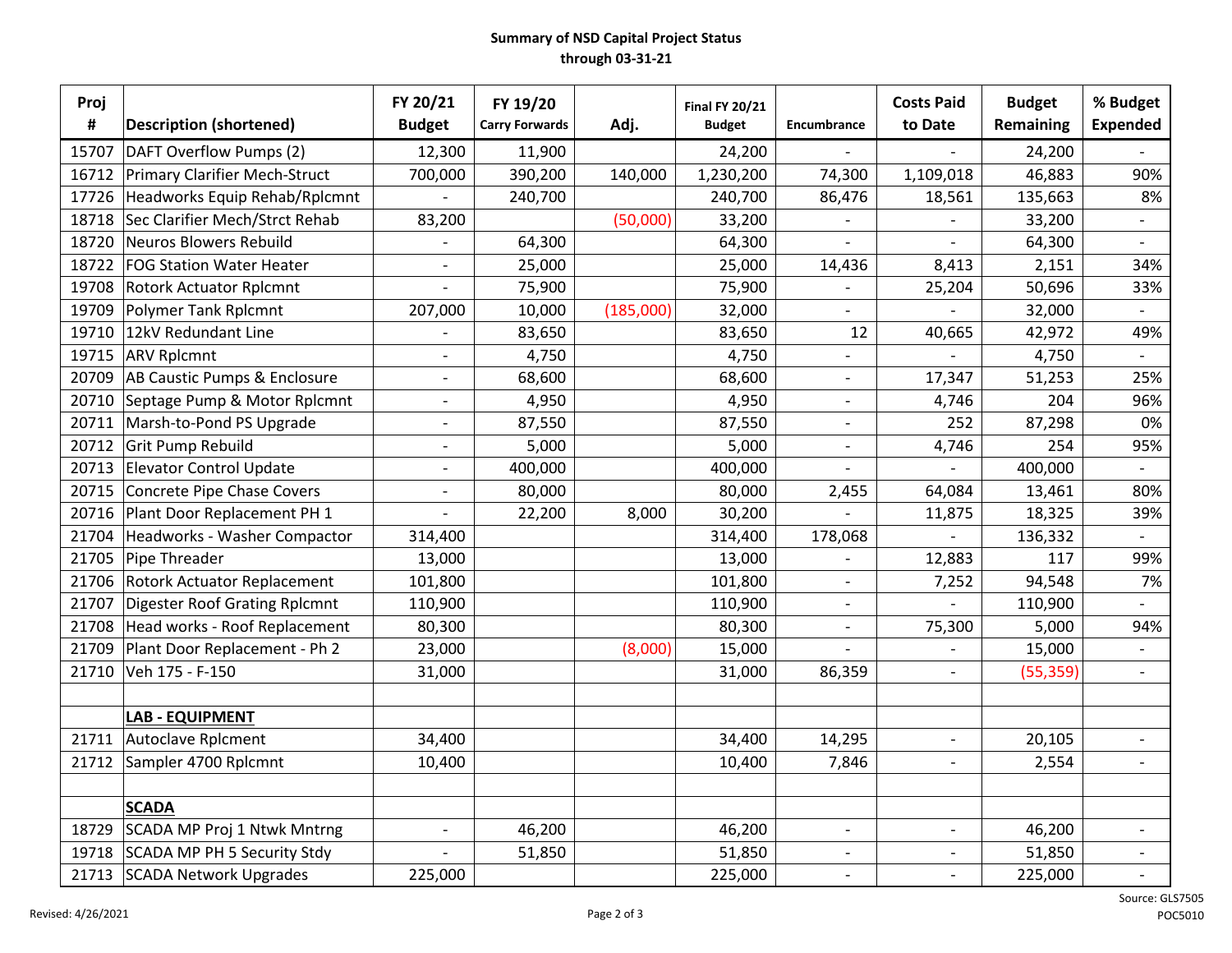**Summary of NSD Capital Project Status**
**through 03-31-21**

| Proj # | Description (shortened) | FY 20/21 Budget | FY 19/20 Carry Forwards | Adj. | Final FY 20/21 Budget | Encumbrance | Costs Paid to Date | Budget Remaining | % Budget Expended |
|---|---|---|---|---|---|---|---|---|---|
| 15707 | DAFT Overflow Pumps (2) | 12,300 | 11,900 | | 24,200 | - | - | 24,200 | - |
| 16712 | Primary Clarifier Mech-Struct | 700,000 | 390,200 | 140,000 | 1,230,200 | 74,300 | 1,109,018 | 46,883 | 90% |
| 17726 | Headworks Equip Rehab/Rplcmnt | - | 240,700 | | 240,700 | 86,476 | 18,561 | 135,663 | 8% |
| 18718 | Sec Clarifier Mech/Strct Rehab | 83,200 | | (50,000) | 33,200 | - | - | 33,200 | - |
| 18720 | Neuros Blowers Rebuild | - | 64,300 | | 64,300 | - | - | 64,300 | - |
| 18722 | FOG Station Water Heater | - | 25,000 | | 25,000 | 14,436 | 8,413 | 2,151 | 34% |
| 19708 | Rotork Actuator Rplcmnt | - | 75,900 | | 75,900 | - | 25,204 | 50,696 | 33% |
| 19709 | Polymer Tank Rplcmnt | 207,000 | 10,000 | (185,000) | 32,000 | - | - | 32,000 | - |
| 19710 | 12kV Redundant Line | - | 83,650 | | 83,650 | 12 | 40,665 | 42,972 | 49% |
| 19715 | ARV Rplcmnt | - | 4,750 | | 4,750 | - | - | 4,750 | - |
| 20709 | AB Caustic Pumps & Enclosure | - | 68,600 | | 68,600 | - | 17,347 | 51,253 | 25% |
| 20710 | Septage Pump & Motor Rplcmnt | - | 4,950 | | 4,950 | - | 4,746 | 204 | 96% |
| 20711 | Marsh-to-Pond PS Upgrade | - | 87,550 | | 87,550 | - | 252 | 87,298 | 0% |
| 20712 | Grit Pump Rebuild | - | 5,000 | | 5,000 | - | 4,746 | 254 | 95% |
| 20713 | Elevator Control Update | - | 400,000 | | 400,000 | - | - | 400,000 | - |
| 20715 | Concrete Pipe Chase Covers | - | 80,000 | | 80,000 | 2,455 | 64,084 | 13,461 | 80% |
| 20716 | Plant Door Replacement PH 1 | - | 22,200 | 8,000 | 30,200 | - | 11,875 | 18,325 | 39% |
| 21704 | Headworks - Washer Compactor | 314,400 | | | 314,400 | 178,068 | - | 136,332 | - |
| 21705 | Pipe Threader | 13,000 | | | 13,000 | - | 12,883 | 117 | 99% |
| 21706 | Rotork Actuator Replacement | 101,800 | | | 101,800 | - | 7,252 | 94,548 | 7% |
| 21707 | Digester Roof Grating Rplcmnt | 110,900 | | | 110,900 | - | - | 110,900 | - |
| 21708 | Head works - Roof Replacement | 80,300 | | | 80,300 | - | 75,300 | 5,000 | 94% |
| 21709 | Plant Door Replacement - Ph 2 | 23,000 | | (8,000) | 15,000 | - | - | 15,000 | - |
| 21710 | Veh 175 - F-150 | 31,000 | | | 31,000 | 86,359 | - | (55,359) | - |
| | | | | | | | | | |
| | **LAB - EQUIPMENT** | | | | | | | | |
| 21711 | Autoclave Rplcment | 34,400 | | | 34,400 | 14,295 | - | 20,105 | - |
| 21712 | Sampler 4700 Rplcmnt | 10,400 | | | 10,400 | 7,846 | - | 2,554 | - |
| | | | | | | | | | |
| | **SCADA** | | | | | | | | |
| 18729 | SCADA MP Proj 1 Ntwk Mntrng | - | 46,200 | | 46,200 | - | - | 46,200 | - |
| 19718 | SCADA MP PH 5 Security Stdy | - | 51,850 | | 51,850 | - | - | 51,850 | - |
| 21713 | SCADA Network Upgrades | 225,000 | | | 225,000 | - | - | 225,000 | - |

Source: GLS7505
POC5010

Revised: 4/26/2021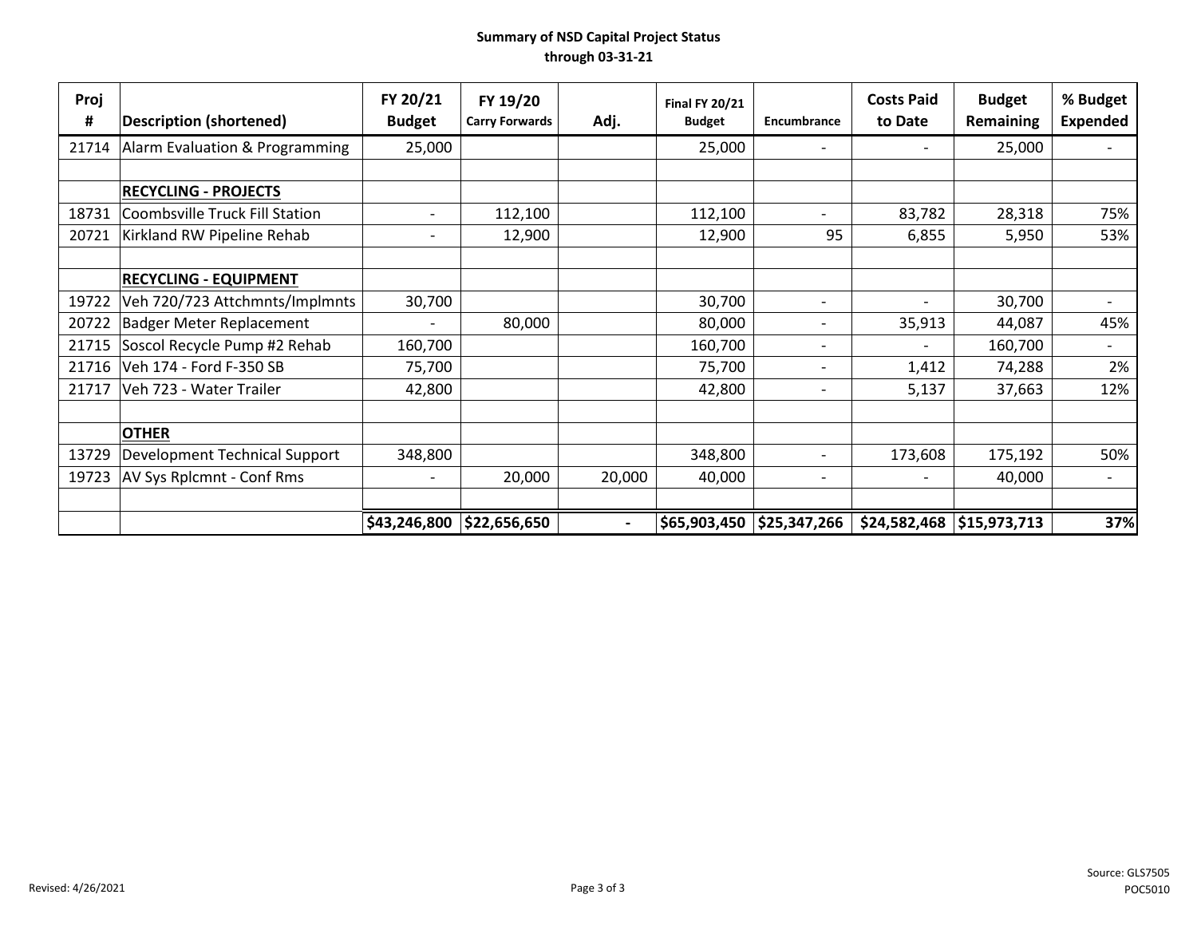**Summary of NSD Capital Project Status**
**through 03-31-21**

| Proj # | Description (shortened) | FY 20/21 Budget | FY 19/20 Carry Forwards | Adj. | Final FY 20/21 Budget | Encumbrance | Costs Paid to Date | Budget Remaining | % Budget Expended |
|---|---|---|---|---|---|---|---|---|---|
| 21714 | Alarm Evaluation & Programming | 25,000 | | | 25,000 | - | - | 25,000 | - |
| | | | | | | | | | |
| | **RECYCLING - PROJECTS** | | | | | | | | |
| 18731 | Coombsville Truck Fill Station | - | 112,100 | | 112,100 | - | 83,782 | 28,318 | 75% |
| 20721 | Kirkland RW Pipeline Rehab | - | 12,900 | | 12,900 | 95 | 6,855 | 5,950 | 53% |
| | | | | | | | | | |
| | **RECYCLING - EQUIPMENT** | | | | | | | | |
| 19722 | Veh 720/723 Attchmnts/Implmnts | 30,700 | | | 30,700 | - | - | 30,700 | - |
| 20722 | Badger Meter Replacement | - | 80,000 | | 80,000 | - | 35,913 | 44,087 | 45% |
| 21715 | Soscol Recycle Pump #2 Rehab | 160,700 | | | 160,700 | - | - | 160,700 | - |
| 21716 | Veh 174 - Ford F-350 SB | 75,700 | | | 75,700 | - | 1,412 | 74,288 | 2% |
| 21717 | Veh 723 - Water Trailer | 42,800 | | | 42,800 | - | 5,137 | 37,663 | 12% |
| | | | | | | | | | |
| | **OTHER** | | | | | | | | |
| 13729 | Development Technical Support | 348,800 | | | 348,800 | - | 173,608 | 175,192 | 50% |
| 19723 | AV Sys Rplcmnt - Conf Rms | - | 20,000 | 20,000 | 40,000 | - | - | 40,000 | - |
| | | | | | | | | | |
| | | $43,246,800 | $22,656,650 | - | $65,903,450 | $25,347,266 | $24,582,468 | $15,973,713 | 37% |

Revised: 4/26/2021

Source: GLS7505
POC5010